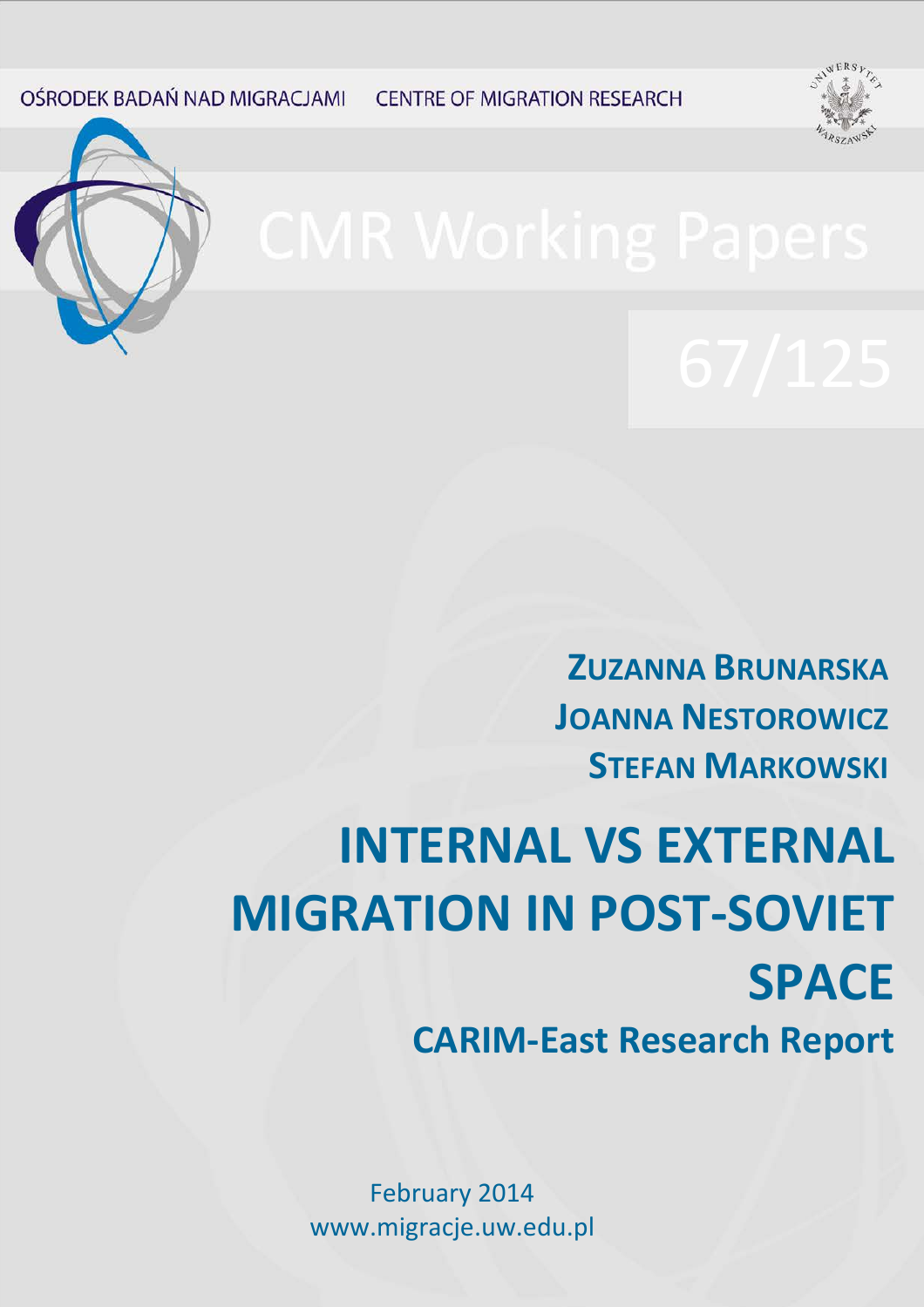OŚRODEK BADAŃ NAD MIGRACJAMI CENTRE OF MIGRATION RESEARCH

# CMR Working Papers

67/125

**ZUZANNA BRUNARSKA**
**JOANNA NESTOROWICZ**
**STEFAN MARKOWSKI**

# INTERNAL VS EXTERNAL MIGRATION IN POST-SOVIET SPACE

## CARIM-East Research Report

February 2014
www.migracje.uw.edu.pl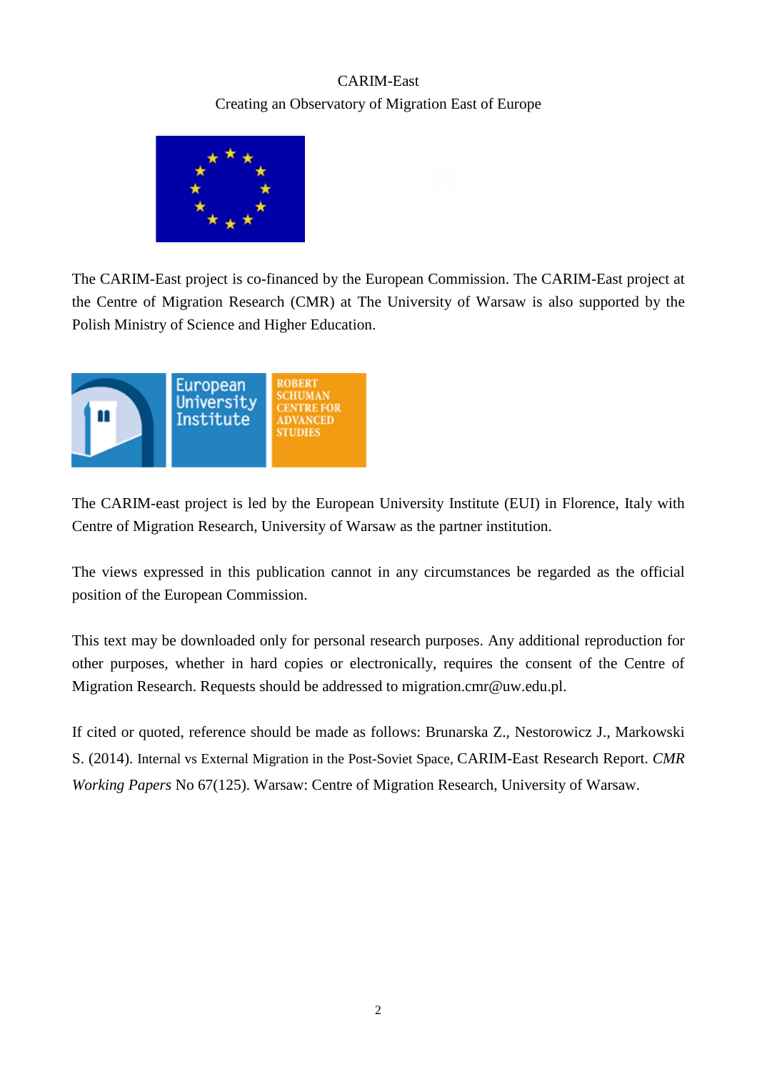CARIM-East

Creating an Observatory of Migration East of Europe

The CARIM-East project is co-financed by the European Commission. The CARIM-East project at the Centre of Migration Research (CMR) at The University of Warsaw is also supported by the Polish Ministry of Science and Higher Education.

The CARIM-east project is led by the European University Institute (EUI) in Florence, Italy with Centre of Migration Research, University of Warsaw as the partner institution.

The views expressed in this publication cannot in any circumstances be regarded as the official position of the European Commission.

This text may be downloaded only for personal research purposes. Any additional reproduction for other purposes, whether in hard copies or electronically, requires the consent of the Centre of Migration Research. Requests should be addressed to migration.cmr@uw.edu.pl.

If cited or quoted, reference should be made as follows: Brunarska Z., Nestorowicz J., Markowski S. (2014). Internal vs External Migration in the Post-Soviet Space, CARIM-East Research Report. *CMR Working Papers* No 67(125). Warsaw: Centre of Migration Research, University of Warsaw.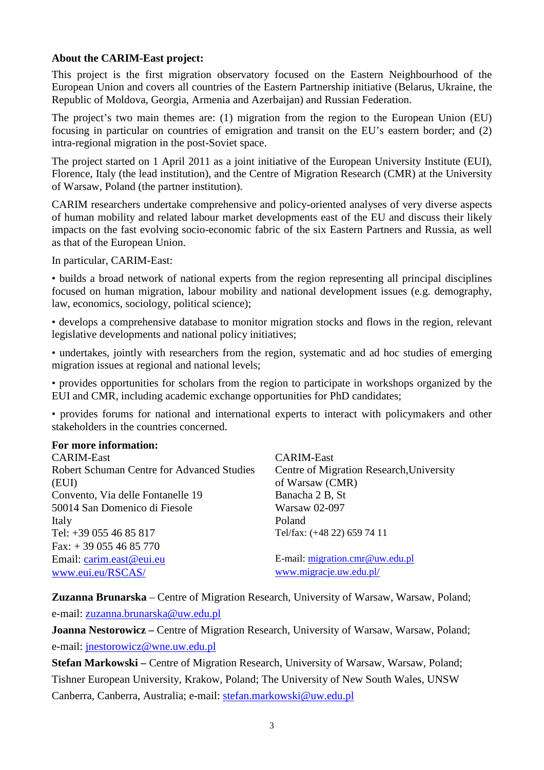**About the CARIM-East project:**

This project is the first migration observatory focused on the Eastern Neighbourhood of the European Union and covers all countries of the Eastern Partnership initiative (Belarus, Ukraine, the Republic of Moldova, Georgia, Armenia and Azerbaijan) and Russian Federation.

The project's two main themes are: (1) migration from the region to the European Union (EU) focusing in particular on countries of emigration and transit on the EU's eastern border; and (2) intra-regional migration in the post-Soviet space.

The project started on 1 April 2011 as a joint initiative of the European University Institute (EUI), Florence, Italy (the lead institution), and the Centre of Migration Research (CMR) at the University of Warsaw, Poland (the partner institution).

CARIM researchers undertake comprehensive and policy-oriented analyses of very diverse aspects of human mobility and related labour market developments east of the EU and discuss their likely impacts on the fast evolving socio-economic fabric of the six Eastern Partners and Russia, as well as that of the European Union.

In particular, CARIM-East:

• builds a broad network of national experts from the region representing all principal disciplines focused on human migration, labour mobility and national development issues (e.g. demography, law, economics, sociology, political science);

• develops a comprehensive database to monitor migration stocks and flows in the region, relevant legislative developments and national policy initiatives;

• undertakes, jointly with researchers from the region, systematic and ad hoc studies of emerging migration issues at regional and national levels;

• provides opportunities for scholars from the region to participate in workshops organized by the EUI and CMR, including academic exchange opportunities for PhD candidates;

• provides forums for national and international experts to interact with policymakers and other stakeholders in the countries concerned.

**For more information:**

CARIM-East
Robert Schuman Centre for Advanced Studies (EUI)
Convento, Via delle Fontanelle 19
50014 San Domenico di Fiesole
Italy
Tel: +39 055 46 85 817
Fax: + 39 055 46 85 770
Email: carim.east@eui.eu
www.eui.eu/RSCAS/

CARIM-East
Centre of Migration Research,University of Warsaw (CMR)
Banacha 2 B, St
Warsaw 02-097
Poland
Tel/fax: (+48 22) 659 74 11

E-mail: migration.cmr@uw.edu.pl
www.migracje.uw.edu.pl/

**Zuzanna Brunarska** – Centre of Migration Research, University of Warsaw, Warsaw, Poland; e-mail: zuzanna.brunarska@uw.edu.pl

**Joanna Nestorowicz –** Centre of Migration Research, University of Warsaw, Warsaw, Poland; e-mail: jnestorowicz@wne.uw.edu.pl

**Stefan Markowski –** Centre of Migration Research, University of Warsaw, Warsaw, Poland; Tishner European University, Krakow, Poland; The University of New South Wales, UNSW Canberra, Canberra, Australia; e-mail: stefan.markowski@uw.edu.pl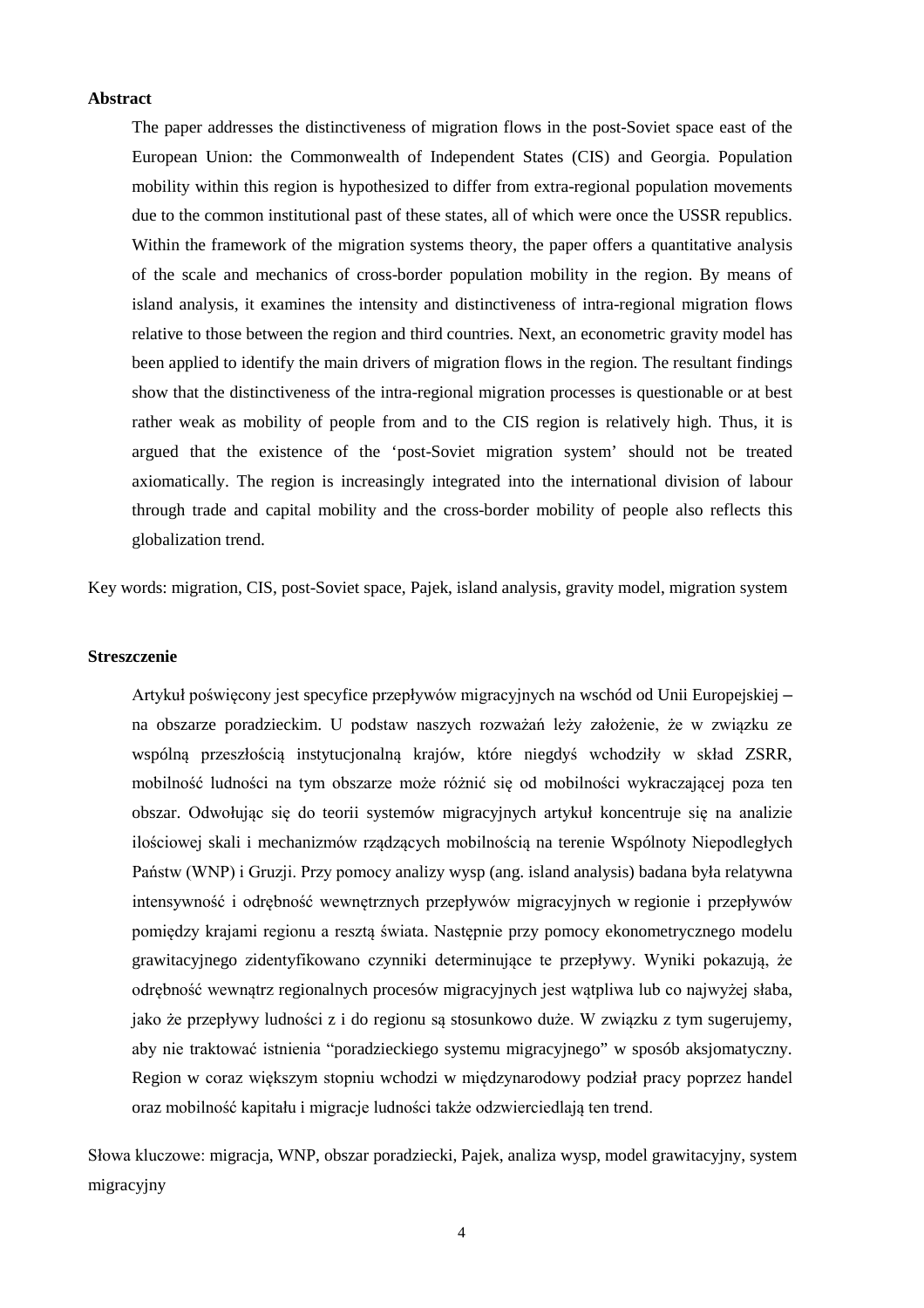**Abstract**

The paper addresses the distinctiveness of migration flows in the post-Soviet space east of the European Union: the Commonwealth of Independent States (CIS) and Georgia. Population mobility within this region is hypothesized to differ from extra-regional population movements due to the common institutional past of these states, all of which were once the USSR republics. Within the framework of the migration systems theory, the paper offers a quantitative analysis of the scale and mechanics of cross-border population mobility in the region. By means of island analysis, it examines the intensity and distinctiveness of intra-regional migration flows relative to those between the region and third countries. Next, an econometric gravity model has been applied to identify the main drivers of migration flows in the region. The resultant findings show that the distinctiveness of the intra-regional migration processes is questionable or at best rather weak as mobility of people from and to the CIS region is relatively high. Thus, it is argued that the existence of the 'post-Soviet migration system' should not be treated axiomatically. The region is increasingly integrated into the international division of labour through trade and capital mobility and the cross-border mobility of people also reflects this globalization trend.

Key words: migration, CIS, post-Soviet space, Pajek, island analysis, gravity model, migration system

**Streszczenie**

Artykuł poświęcony jest specyfice przepływów migracyjnych na wschód od Unii Europejskiej – na obszarze poradzieckim. U podstaw naszych rozważań leży założenie, że w związku ze wspólną przeszłością instytucjonalną krajów, które niegdyś wchodziły w skład ZSRR, mobilność ludności na tym obszarze może różnić się od mobilności wykraczającej poza ten obszar. Odwołując się do teorii systemów migracyjnych artykuł koncentruje się na analizie ilościowej skali i mechanizmów rządzących mobilnością na terenie Wspólnoty Niepodległych Państw (WNP) i Gruzji. Przy pomocy analizy wysp (ang. island analysis) badana była relatywna intensywność i odrębność wewnętrznych przepływów migracyjnych w regionie i przepływów pomiędzy krajami regionu a resztą świata. Następnie przy pomocy ekonometrycznego modelu grawitacyjnego zidentyfikowano czynniki determinujące te przepływy. Wyniki pokazują, że odrębność wewnątrz regionalnych procesów migracyjnych jest wątpliwa lub co najwyżej słaba, jako że przepływy ludności z i do regionu są stosunkowo duże. W związku z tym sugerujemy, aby nie traktować istnienia "poradzieckiego systemu migracyjnego" w sposób aksjomatyczny. Region w coraz większym stopniu wchodzi w międzynarodowy podział pracy poprzez handel oraz mobilność kapitału i migracje ludności także odzwierciedlają ten trend.

Słowa kluczowe: migracja, WNP, obszar poradziecki, Pajek, analiza wysp, model grawitacyjny, system migracyjny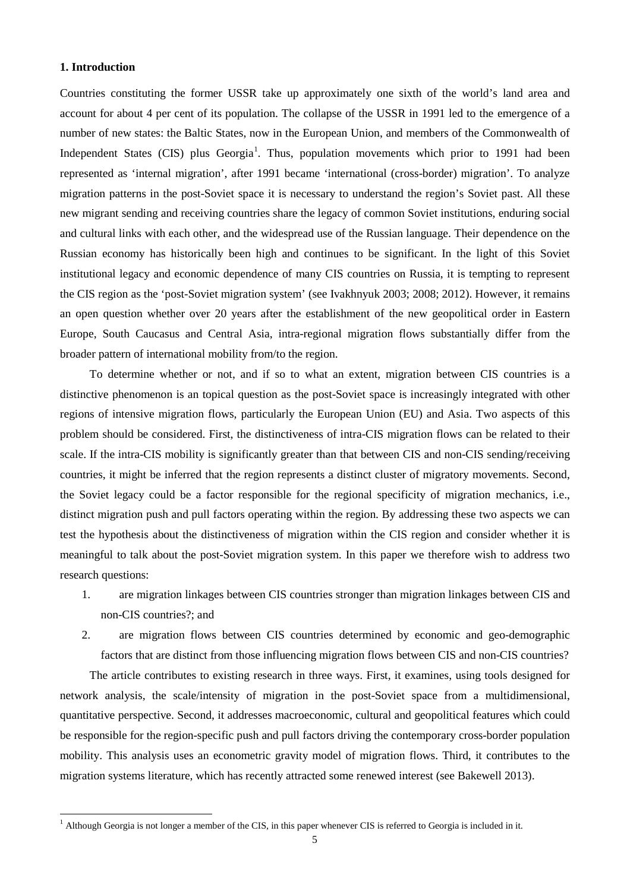## 1. Introduction

Countries constituting the former USSR take up approximately one sixth of the world's land area and account for about 4 per cent of its population. The collapse of the USSR in 1991 led to the emergence of a number of new states: the Baltic States, now in the European Union, and members of the Commonwealth of Independent States (CIS) plus Georgia[1]. Thus, population movements which prior to 1991 had been represented as 'internal migration', after 1991 became 'international (cross-border) migration'. To analyze migration patterns in the post-Soviet space it is necessary to understand the region's Soviet past. All these new migrant sending and receiving countries share the legacy of common Soviet institutions, enduring social and cultural links with each other, and the widespread use of the Russian language. Their dependence on the Russian economy has historically been high and continues to be significant. In the light of this Soviet institutional legacy and economic dependence of many CIS countries on Russia, it is tempting to represent the CIS region as the 'post-Soviet migration system' (see Ivakhnyuk 2003; 2008; 2012). However, it remains an open question whether over 20 years after the establishment of the new geopolitical order in Eastern Europe, South Caucasus and Central Asia, intra-regional migration flows substantially differ from the broader pattern of international mobility from/to the region.

To determine whether or not, and if so to what an extent, migration between CIS countries is a distinctive phenomenon is an topical question as the post-Soviet space is increasingly integrated with other regions of intensive migration flows, particularly the European Union (EU) and Asia. Two aspects of this problem should be considered. First, the distinctiveness of intra-CIS migration flows can be related to their scale. If the intra-CIS mobility is significantly greater than that between CIS and non-CIS sending/receiving countries, it might be inferred that the region represents a distinct cluster of migratory movements. Second, the Soviet legacy could be a factor responsible for the regional specificity of migration mechanics, i.e., distinct migration push and pull factors operating within the region. By addressing these two aspects we can test the hypothesis about the distinctiveness of migration within the CIS region and consider whether it is meaningful to talk about the post-Soviet migration system. In this paper we therefore wish to address two research questions:

1. are migration linkages between CIS countries stronger than migration linkages between CIS and non-CIS countries?; and
2. are migration flows between CIS countries determined by economic and geo-demographic factors that are distinct from those influencing migration flows between CIS and non-CIS countries?

The article contributes to existing research in three ways. First, it examines, using tools designed for network analysis, the scale/intensity of migration in the post-Soviet space from a multidimensional, quantitative perspective. Second, it addresses macroeconomic, cultural and geopolitical features which could be responsible for the region-specific push and pull factors driving the contemporary cross-border population mobility. This analysis uses an econometric gravity model of migration flows. Third, it contributes to the migration systems literature, which has recently attracted some renewed interest (see Bakewell 2013).

[1] Although Georgia is not longer a member of the CIS, in this paper whenever CIS is referred to Georgia is included in it.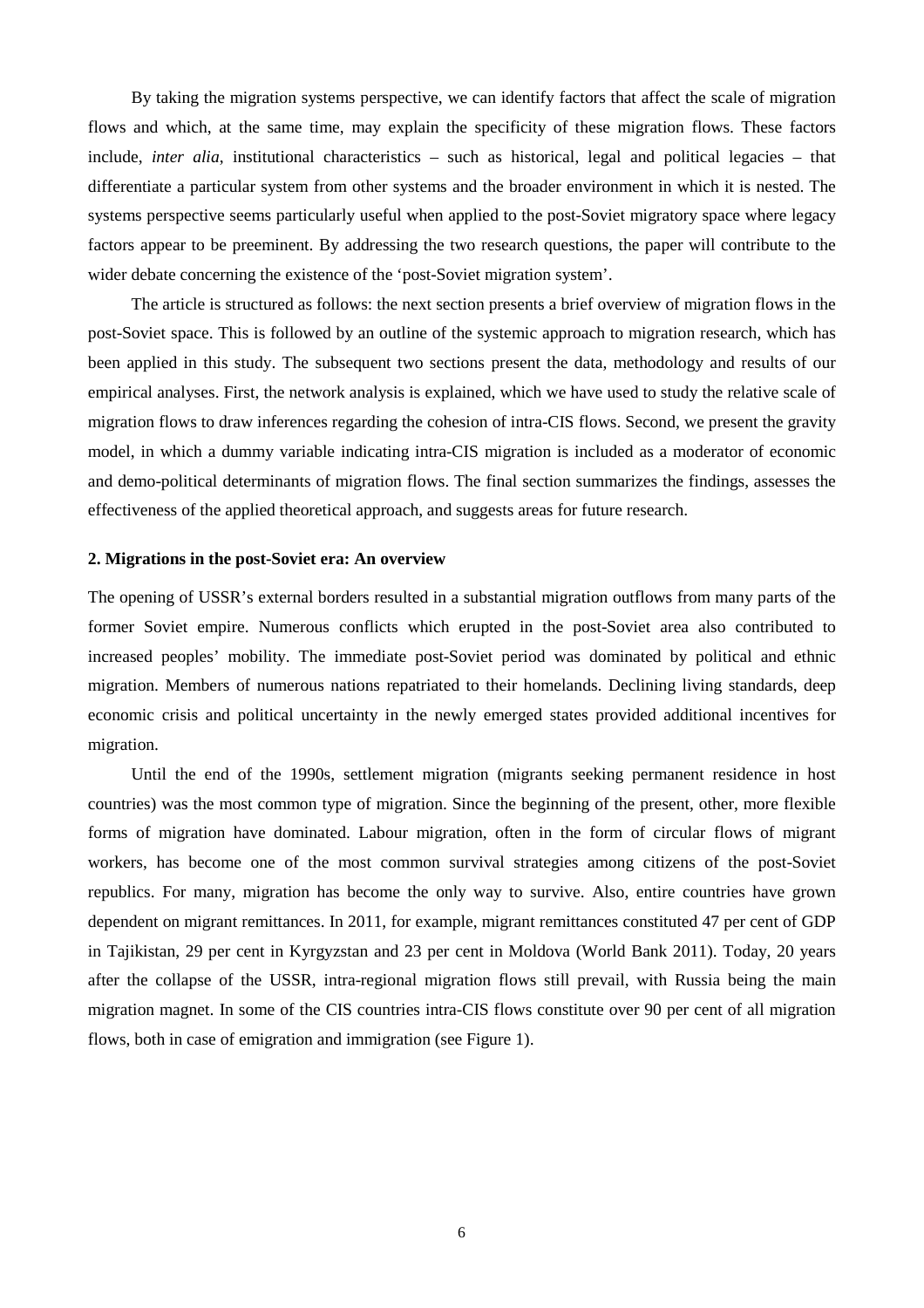By taking the migration systems perspective, we can identify factors that affect the scale of migration flows and which, at the same time, may explain the specificity of these migration flows. These factors include, *inter alia*, institutional characteristics – such as historical, legal and political legacies – that differentiate a particular system from other systems and the broader environment in which it is nested. The systems perspective seems particularly useful when applied to the post-Soviet migratory space where legacy factors appear to be preeminent. By addressing the two research questions, the paper will contribute to the wider debate concerning the existence of the 'post-Soviet migration system'.

The article is structured as follows: the next section presents a brief overview of migration flows in the post-Soviet space. This is followed by an outline of the systemic approach to migration research, which has been applied in this study. The subsequent two sections present the data, methodology and results of our empirical analyses. First, the network analysis is explained, which we have used to study the relative scale of migration flows to draw inferences regarding the cohesion of intra-CIS flows. Second, we present the gravity model, in which a dummy variable indicating intra-CIS migration is included as a moderator of economic and demo-political determinants of migration flows. The final section summarizes the findings, assesses the effectiveness of the applied theoretical approach, and suggests areas for future research.

## 2. Migrations in the post-Soviet era: An overview

The opening of USSR's external borders resulted in a substantial migration outflows from many parts of the former Soviet empire. Numerous conflicts which erupted in the post-Soviet area also contributed to increased peoples' mobility. The immediate post-Soviet period was dominated by political and ethnic migration. Members of numerous nations repatriated to their homelands. Declining living standards, deep economic crisis and political uncertainty in the newly emerged states provided additional incentives for migration.

Until the end of the 1990s, settlement migration (migrants seeking permanent residence in host countries) was the most common type of migration. Since the beginning of the present, other, more flexible forms of migration have dominated. Labour migration, often in the form of circular flows of migrant workers, has become one of the most common survival strategies among citizens of the post-Soviet republics. For many, migration has become the only way to survive. Also, entire countries have grown dependent on migrant remittances. In 2011, for example, migrant remittances constituted 47 per cent of GDP in Tajikistan, 29 per cent in Kyrgyzstan and 23 per cent in Moldova (World Bank 2011). Today, 20 years after the collapse of the USSR, intra-regional migration flows still prevail, with Russia being the main migration magnet. In some of the CIS countries intra-CIS flows constitute over 90 per cent of all migration flows, both in case of emigration and immigration (see Figure 1).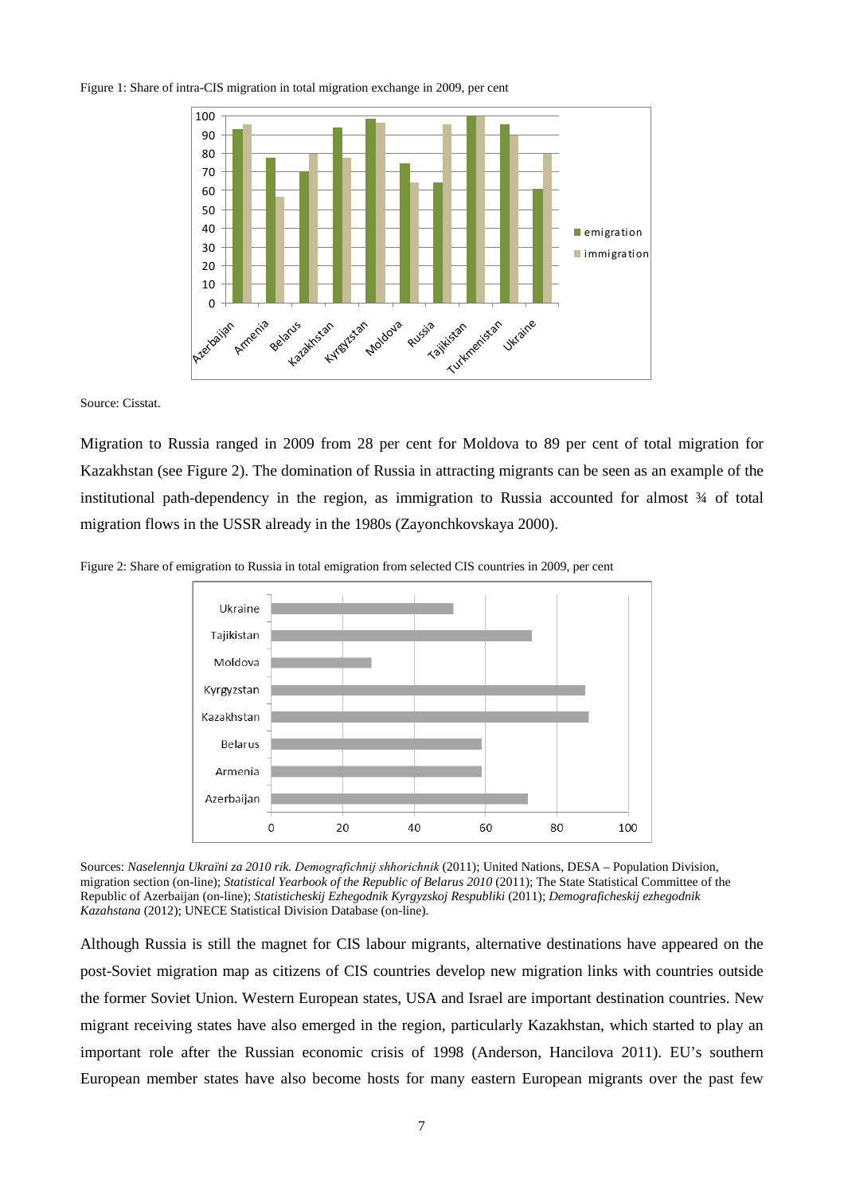Figure 1: Share of intra-CIS migration in total migration exchange in 2009, per cent

Source: Cisstat.

Migration to Russia ranged in 2009 from 28 per cent for Moldova to 89 per cent of total migration for Kazakhstan (see Figure 2). The domination of Russia in attracting migrants can be seen as an example of the institutional path-dependency in the region, as immigration to Russia accounted for almost ¾ of total migration flows in the USSR already in the 1980s (Zayonchkovskaya 2000).

Figure 2: Share of emigration to Russia in total emigration from selected CIS countries in 2009, per cent

Sources: *Naselennja Ukraïni za 2010 rik. Demografichnij shhorichnik* (2011); United Nations, DESA – Population Division, migration section (on-line); *Statistical Yearbook of the Republic of Belarus 2010* (2011); The State Statistical Committee of the Republic of Azerbaijan (on-line); *Statisticheskij Ezhegodnik Kyrgyzskoj Respubliki* (2011); *Demograficheskij ezhegodnik Kazahstana* (2012); UNECE Statistical Division Database (on-line).

Although Russia is still the magnet for CIS labour migrants, alternative destinations have appeared on the post-Soviet migration map as citizens of CIS countries develop new migration links with countries outside the former Soviet Union. Western European states, USA and Israel are important destination countries. New migrant receiving states have also emerged in the region, particularly Kazakhstan, which started to play an important role after the Russian economic crisis of 1998 (Anderson, Hancilova 2011). EU's southern European member states have also become hosts for many eastern European migrants over the past few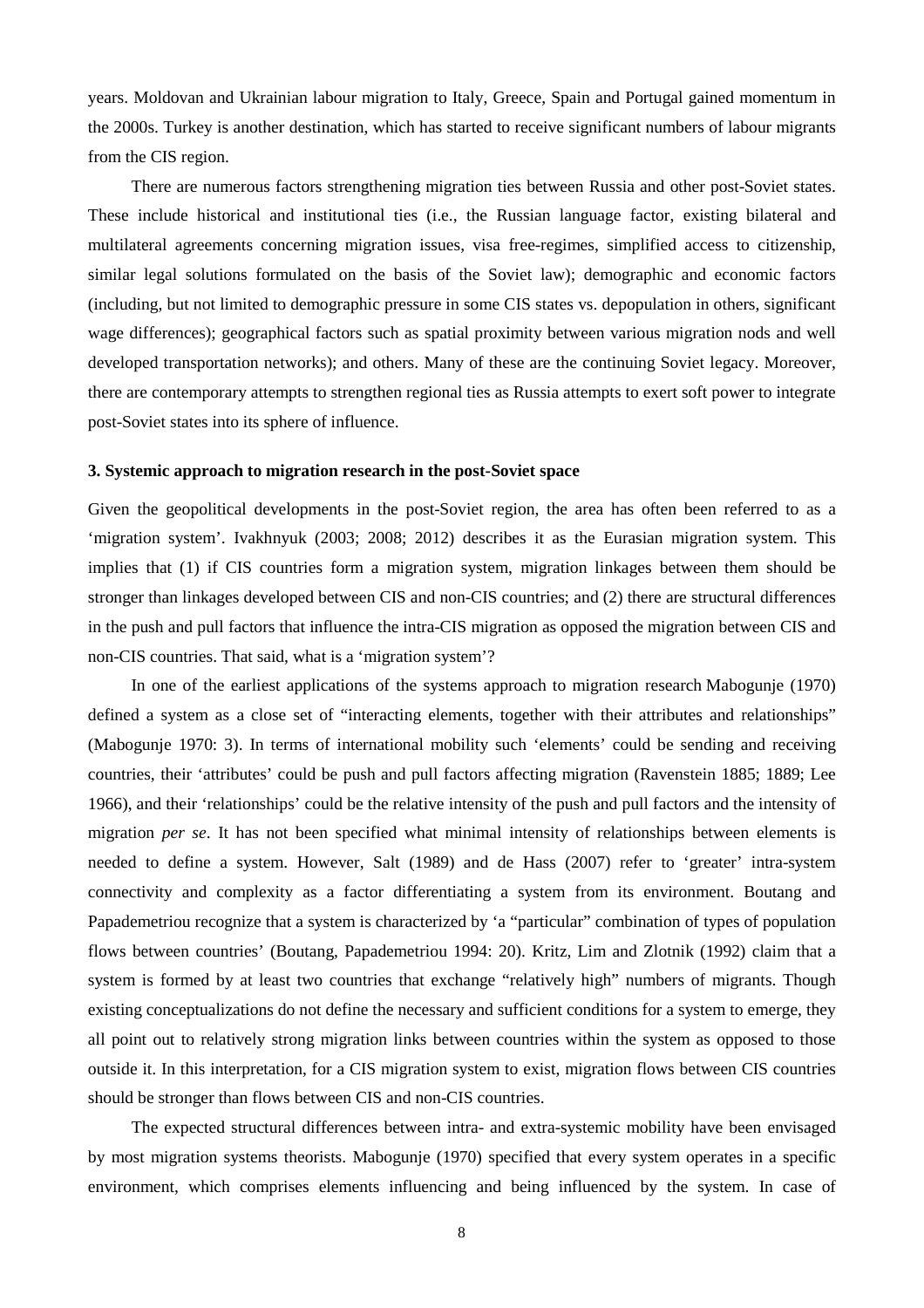years. Moldovan and Ukrainian labour migration to Italy, Greece, Spain and Portugal gained momentum in the 2000s. Turkey is another destination, which has started to receive significant numbers of labour migrants from the CIS region.

There are numerous factors strengthening migration ties between Russia and other post-Soviet states. These include historical and institutional ties (i.e., the Russian language factor, existing bilateral and multilateral agreements concerning migration issues, visa free-regimes, simplified access to citizenship, similar legal solutions formulated on the basis of the Soviet law); demographic and economic factors (including, but not limited to demographic pressure in some CIS states vs. depopulation in others, significant wage differences); geographical factors such as spatial proximity between various migration nods and well developed transportation networks); and others. Many of these are the continuing Soviet legacy. Moreover, there are contemporary attempts to strengthen regional ties as Russia attempts to exert soft power to integrate post-Soviet states into its sphere of influence.

### 3. Systemic approach to migration research in the post-Soviet space

Given the geopolitical developments in the post-Soviet region, the area has often been referred to as a 'migration system'. Ivakhnyuk (2003; 2008; 2012) describes it as the Eurasian migration system. This implies that (1) if CIS countries form a migration system, migration linkages between them should be stronger than linkages developed between CIS and non-CIS countries; and (2) there are structural differences in the push and pull factors that influence the intra-CIS migration as opposed the migration between CIS and non-CIS countries. That said, what is a 'migration system'?

In one of the earliest applications of the systems approach to migration research Mabogunje (1970) defined a system as a close set of "interacting elements, together with their attributes and relationships" (Mabogunje 1970: 3). In terms of international mobility such 'elements' could be sending and receiving countries, their 'attributes' could be push and pull factors affecting migration (Ravenstein 1885; 1889; Lee 1966), and their 'relationships' could be the relative intensity of the push and pull factors and the intensity of migration *per se*. It has not been specified what minimal intensity of relationships between elements is needed to define a system. However, Salt (1989) and de Hass (2007) refer to 'greater' intra-system connectivity and complexity as a factor differentiating a system from its environment. Boutang and Papademetriou recognize that a system is characterized by 'a "particular" combination of types of population flows between countries' (Boutang, Papademetriou 1994: 20). Kritz, Lim and Zlotnik (1992) claim that a system is formed by at least two countries that exchange "relatively high" numbers of migrants. Though existing conceptualizations do not define the necessary and sufficient conditions for a system to emerge, they all point out to relatively strong migration links between countries within the system as opposed to those outside it. In this interpretation, for a CIS migration system to exist, migration flows between CIS countries should be stronger than flows between CIS and non-CIS countries.

The expected structural differences between intra- and extra-systemic mobility have been envisaged by most migration systems theorists. Mabogunje (1970) specified that every system operates in a specific environment, which comprises elements influencing and being influenced by the system. In case of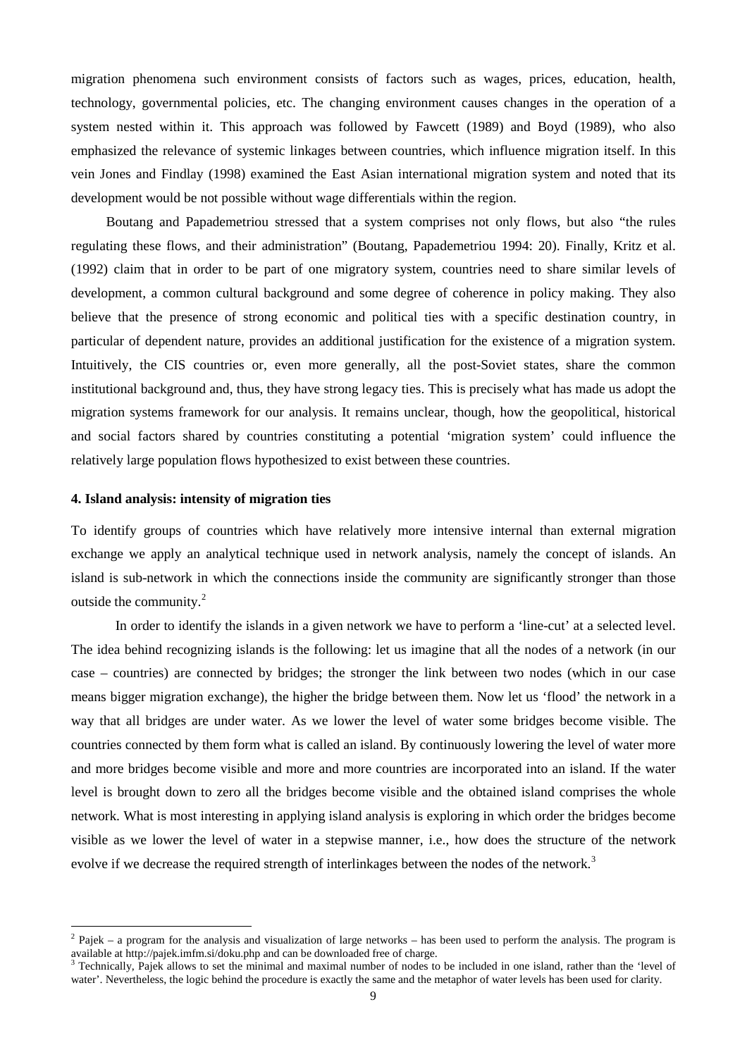migration phenomena such environment consists of factors such as wages, prices, education, health, technology, governmental policies, etc. The changing environment causes changes in the operation of a system nested within it. This approach was followed by Fawcett (1989) and Boyd (1989), who also emphasized the relevance of systemic linkages between countries, which influence migration itself. In this vein Jones and Findlay (1998) examined the East Asian international migration system and noted that its development would be not possible without wage differentials within the region.

Boutang and Papademetriou stressed that a system comprises not only flows, but also "the rules regulating these flows, and their administration" (Boutang, Papademetriou 1994: 20). Finally, Kritz et al. (1992) claim that in order to be part of one migratory system, countries need to share similar levels of development, a common cultural background and some degree of coherence in policy making. They also believe that the presence of strong economic and political ties with a specific destination country, in particular of dependent nature, provides an additional justification for the existence of a migration system. Intuitively, the CIS countries or, even more generally, all the post-Soviet states, share the common institutional background and, thus, they have strong legacy ties. This is precisely what has made us adopt the migration systems framework for our analysis. It remains unclear, though, how the geopolitical, historical and social factors shared by countries constituting a potential 'migration system' could influence the relatively large population flows hypothesized to exist between these countries.

## 4. Island analysis: intensity of migration ties

To identify groups of countries which have relatively more intensive internal than external migration exchange we apply an analytical technique used in network analysis, namely the concept of islands. An island is sub-network in which the connections inside the community are significantly stronger than those outside the community.[2]

In order to identify the islands in a given network we have to perform a 'line-cut' at a selected level. The idea behind recognizing islands is the following: let us imagine that all the nodes of a network (in our case – countries) are connected by bridges; the stronger the link between two nodes (which in our case means bigger migration exchange), the higher the bridge between them. Now let us 'flood' the network in a way that all bridges are under water. As we lower the level of water some bridges become visible. The countries connected by them form what is called an island. By continuously lowering the level of water more and more bridges become visible and more and more countries are incorporated into an island. If the water level is brought down to zero all the bridges become visible and the obtained island comprises the whole network. What is most interesting in applying island analysis is exploring in which order the bridges become visible as we lower the level of water in a stepwise manner, i.e., how does the structure of the network evolve if we decrease the required strength of interlinkages between the nodes of the network.[3]

---

[2] Pajek – a program for the analysis and visualization of large networks – has been used to perform the analysis. The program is available at http://pajek.imfm.si/doku.php and can be downloaded free of charge.

[3] Technically, Pajek allows to set the minimal and maximal number of nodes to be included in one island, rather than the 'level of water'. Nevertheless, the logic behind the procedure is exactly the same and the metaphor of water levels has been used for clarity.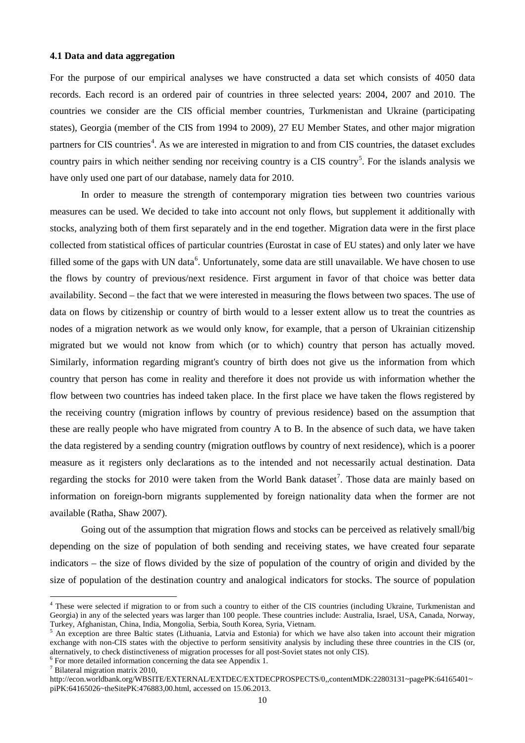#### 4.1 Data and data aggregation

For the purpose of our empirical analyses we have constructed a data set which consists of 4050 data records. Each record is an ordered pair of countries in three selected years: 2004, 2007 and 2010. The countries we consider are the CIS official member countries, Turkmenistan and Ukraine (participating states), Georgia (member of the CIS from 1994 to 2009), 27 EU Member States, and other major migration partners for CIS countries[4]. As we are interested in migration to and from CIS countries, the dataset excludes country pairs in which neither sending nor receiving country is a CIS country[5]. For the islands analysis we have only used one part of our database, namely data for 2010.

In order to measure the strength of contemporary migration ties between two countries various measures can be used. We decided to take into account not only flows, but supplement it additionally with stocks, analyzing both of them first separately and in the end together. Migration data were in the first place collected from statistical offices of particular countries (Eurostat in case of EU states) and only later we have filled some of the gaps with UN data[6]. Unfortunately, some data are still unavailable. We have chosen to use the flows by country of previous/next residence. First argument in favor of that choice was better data availability. Second – the fact that we were interested in measuring the flows between two spaces. The use of data on flows by citizenship or country of birth would to a lesser extent allow us to treat the countries as nodes of a migration network as we would only know, for example, that a person of Ukrainian citizenship migrated but we would not know from which (or to which) country that person has actually moved. Similarly, information regarding migrant's country of birth does not give us the information from which country that person has come in reality and therefore it does not provide us with information whether the flow between two countries has indeed taken place. In the first place we have taken the flows registered by the receiving country (migration inflows by country of previous residence) based on the assumption that these are really people who have migrated from country A to B. In the absence of such data, we have taken the data registered by a sending country (migration outflows by country of next residence), which is a poorer measure as it registers only declarations as to the intended and not necessarily actual destination. Data regarding the stocks for 2010 were taken from the World Bank dataset[7]. Those data are mainly based on information on foreign-born migrants supplemented by foreign nationality data when the former are not available (Ratha, Shaw 2007).

Going out of the assumption that migration flows and stocks can be perceived as relatively small/big depending on the size of population of both sending and receiving states, we have created four separate indicators – the size of flows divided by the size of population of the country of origin and divided by the size of population of the destination country and analogical indicators for stocks. The source of population

---

[4] These were selected if migration to or from such a country to either of the CIS countries (including Ukraine, Turkmenistan and Georgia) in any of the selected years was larger than 100 people. These countries include: Australia, Israel, USA, Canada, Norway, Turkey, Afghanistan, China, India, Mongolia, Serbia, South Korea, Syria, Vietnam.

[5] An exception are three Baltic states (Lithuania, Latvia and Estonia) for which we have also taken into account their migration exchange with non-CIS states with the objective to perform sensitivity analysis by including these three countries in the CIS (or, alternatively, to check distinctiveness of migration processes for all post-Soviet states not only CIS).

[6] For more detailed information concerning the data see Appendix 1.

[7] Bilateral migration matrix 2010, http://econ.worldbank.org/WBSITE/EXTERNAL/EXTDEC/EXTDECPROSPECTS/0,,contentMDK:22803131~pagePK:64165401~piPK:64165026~theSitePK:476883,00.html, accessed on 15.06.2013.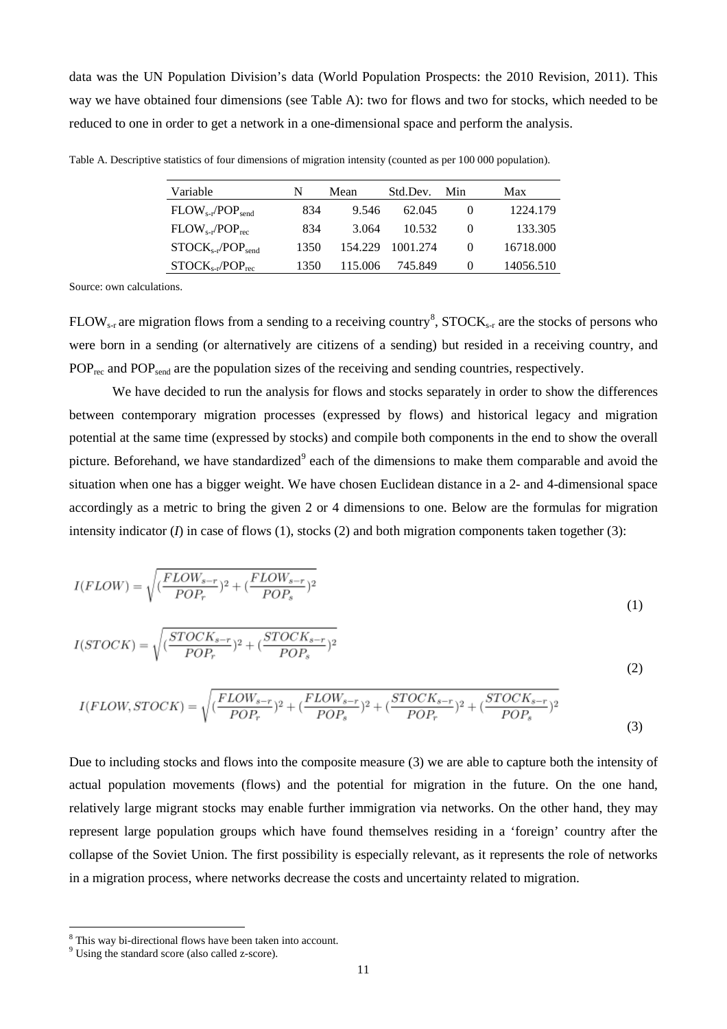data was the UN Population Division's data (World Population Prospects: the 2010 Revision, 2011). This way we have obtained four dimensions (see Table A): two for flows and two for stocks, which needed to be reduced to one in order to get a network in a one-dimensional space and perform the analysis.

Table A. Descriptive statistics of four dimensions of migration intensity (counted as per 100 000 population).

| Variable | N | Mean | Std.Dev. | Min | Max |
|---|---|---|---|---|---|
| $FLOW_{s\text{-}r}/POP_{send}$ | 834 | 9.546 | 62.045 | 0 | 1224.179 |
| $FLOW_{s\text{-}r}/POP_{rec}$ | 834 | 3.064 | 10.532 | 0 | 133.305 |
| $STOCK_{s\text{-}r}/POP_{send}$ | 1350 | 154.229 | 1001.274 | 0 | 16718.000 |
| $STOCK_{s\text{-}r}/POP_{rec}$ | 1350 | 115.006 | 745.849 | 0 | 14056.510 |

Source: own calculations.

$FLOW_{s\text{-}r}$ are migration flows from a sending to a receiving country[8], $STOCK_{s\text{-}r}$ are the stocks of persons who were born in a sending (or alternatively are citizens of a sending) but resided in a receiving country, and $POP_{rec}$ and $POP_{send}$ are the population sizes of the receiving and sending countries, respectively.

We have decided to run the analysis for flows and stocks separately in order to show the differences between contemporary migration processes (expressed by flows) and historical legacy and migration potential at the same time (expressed by stocks) and compile both components in the end to show the overall picture. Beforehand, we have standardized[9] each of the dimensions to make them comparable and avoid the situation when one has a bigger weight. We have chosen Euclidean distance in a 2- and 4-dimensional space accordingly as a metric to bring the given 2 or 4 dimensions to one. Below are the formulas for migration intensity indicator ($I$) in case of flows (1), stocks (2) and both migration components taken together (3):

$$I(FLOW) = \sqrt{(\frac{FLOW_{s-r}}{POP_r})^2 + (\frac{FLOW_{s-r}}{POP_s})^2} \tag{1}$$

$$I(STOCK) = \sqrt{(\frac{STOCK_{s-r}}{POP_r})^2 + (\frac{STOCK_{s-r}}{POP_s})^2} \tag{2}$$

$$I(FLOW, STOCK) = \sqrt{(\frac{FLOW_{s-r}}{POP_r})^2 + (\frac{FLOW_{s-r}}{POP_s})^2 + (\frac{STOCK_{s-r}}{POP_r})^2 + (\frac{STOCK_{s-r}}{POP_s})^2} \tag{3}$$

Due to including stocks and flows into the composite measure (3) we are able to capture both the intensity of actual population movements (flows) and the potential for migration in the future. On the one hand, relatively large migrant stocks may enable further immigration via networks. On the other hand, they may represent large population groups which have found themselves residing in a 'foreign' country after the collapse of the Soviet Union. The first possibility is especially relevant, as it represents the role of networks in a migration process, where networks decrease the costs and uncertainty related to migration.

[8] This way bi-directional flows have been taken into account.

[9] Using the standard score (also called z-score).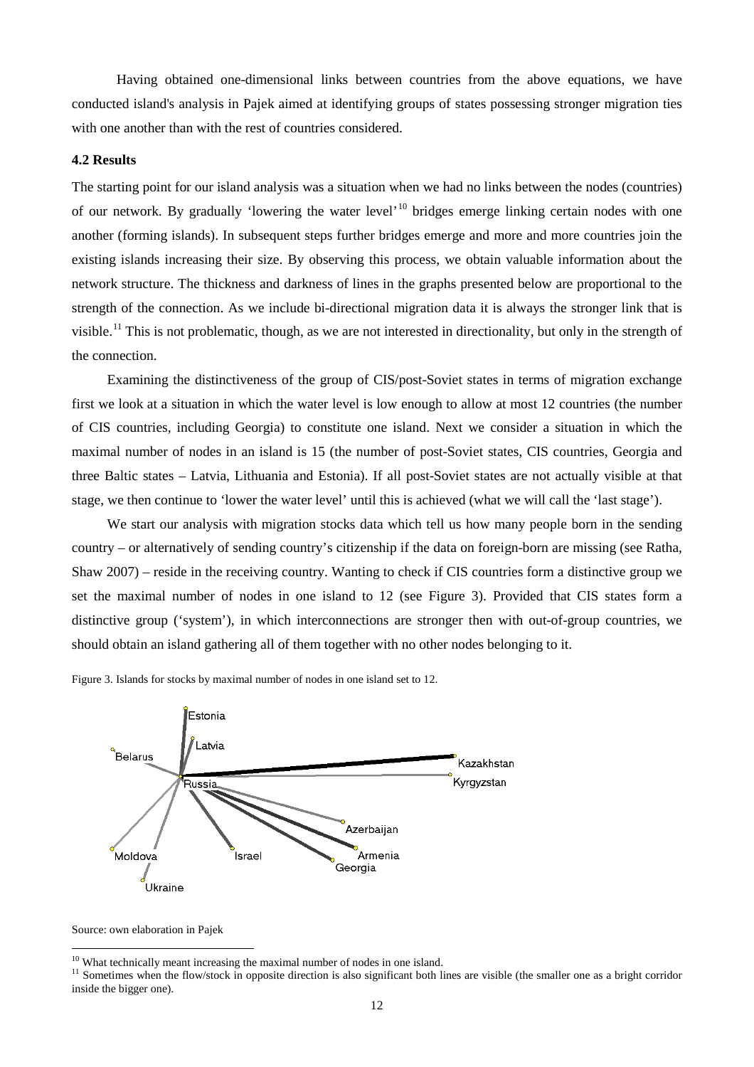Having obtained one-dimensional links between countries from the above equations, we have conducted island's analysis in Pajek aimed at identifying groups of states possessing stronger migration ties with one another than with the rest of countries considered.

### 4.2 Results

The starting point for our island analysis was a situation when we had no links between the nodes (countries) of our network. By gradually 'lowering the water level'[10] bridges emerge linking certain nodes with one another (forming islands). In subsequent steps further bridges emerge and more and more countries join the existing islands increasing their size. By observing this process, we obtain valuable information about the network structure. The thickness and darkness of lines in the graphs presented below are proportional to the strength of the connection. As we include bi-directional migration data it is always the stronger link that is visible.[11] This is not problematic, though, as we are not interested in directionality, but only in the strength of the connection.

Examining the distinctiveness of the group of CIS/post-Soviet states in terms of migration exchange first we look at a situation in which the water level is low enough to allow at most 12 countries (the number of CIS countries, including Georgia) to constitute one island. Next we consider a situation in which the maximal number of nodes in an island is 15 (the number of post-Soviet states, CIS countries, Georgia and three Baltic states – Latvia, Lithuania and Estonia). If all post-Soviet states are not actually visible at that stage, we then continue to 'lower the water level' until this is achieved (what we will call the 'last stage').

We start our analysis with migration stocks data which tell us how many people born in the sending country – or alternatively of sending country's citizenship if the data on foreign-born are missing (see Ratha, Shaw 2007) – reside in the receiving country. Wanting to check if CIS countries form a distinctive group we set the maximal number of nodes in one island to 12 (see Figure 3). Provided that CIS states form a distinctive group ('system'), in which interconnections are stronger then with out-of-group countries, we should obtain an island gathering all of them together with no other nodes belonging to it.

Figure 3. Islands for stocks by maximal number of nodes in one island set to 12.

Source: own elaboration in Pajek

[10] What technically meant increasing the maximal number of nodes in one island.

[11] Sometimes when the flow/stock in opposite direction is also significant both lines are visible (the smaller one as a bright corridor inside the bigger one).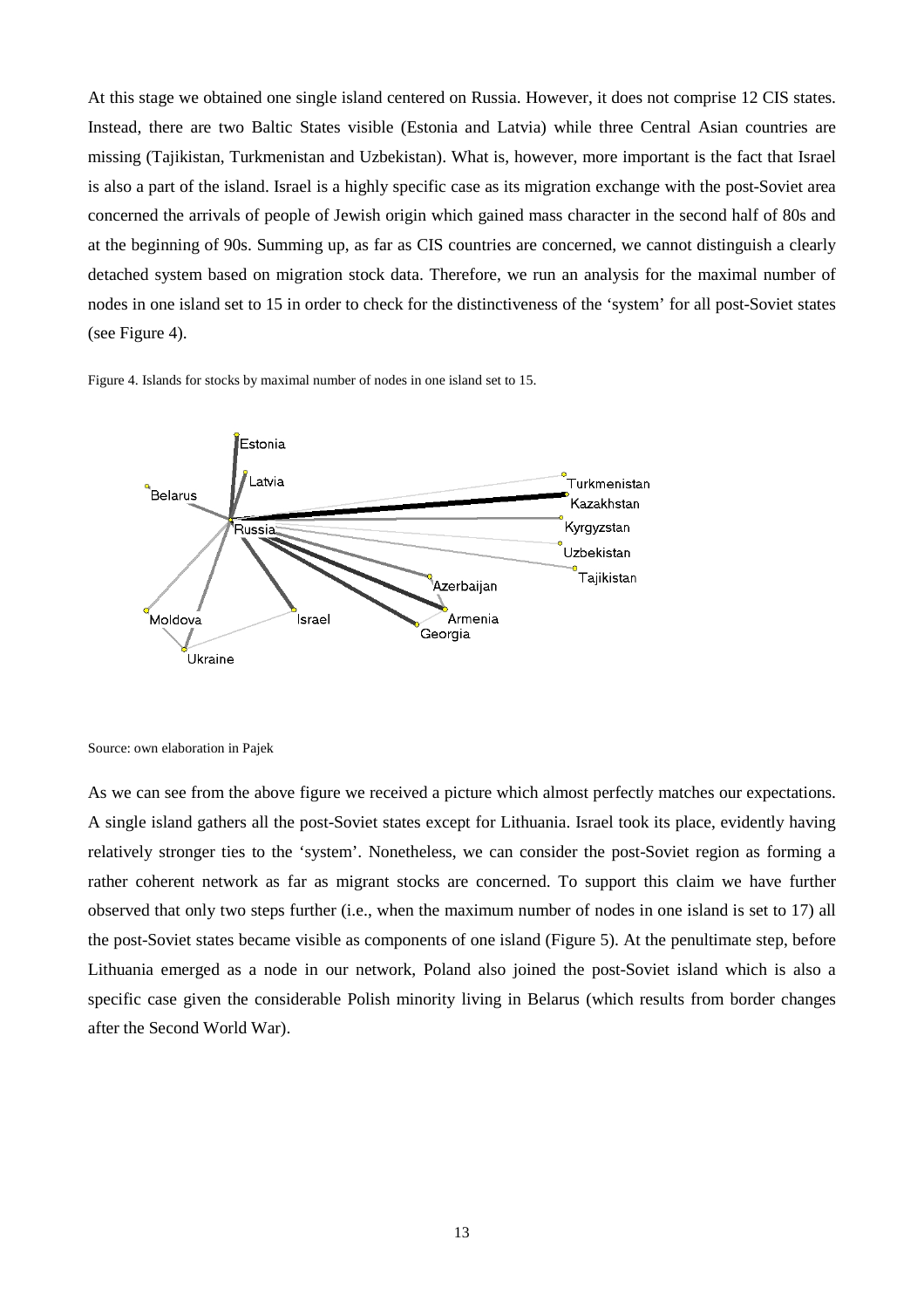At this stage we obtained one single island centered on Russia. However, it does not comprise 12 CIS states. Instead, there are two Baltic States visible (Estonia and Latvia) while three Central Asian countries are missing (Tajikistan, Turkmenistan and Uzbekistan). What is, however, more important is the fact that Israel is also a part of the island. Israel is a highly specific case as its migration exchange with the post-Soviet area concerned the arrivals of people of Jewish origin which gained mass character in the second half of 80s and at the beginning of 90s. Summing up, as far as CIS countries are concerned, we cannot distinguish a clearly detached system based on migration stock data. Therefore, we run an analysis for the maximal number of nodes in one island set to 15 in order to check for the distinctiveness of the 'system' for all post-Soviet states (see Figure 4).

Figure 4. Islands for stocks by maximal number of nodes in one island set to 15.

Source: own elaboration in Pajek

As we can see from the above figure we received a picture which almost perfectly matches our expectations. A single island gathers all the post-Soviet states except for Lithuania. Israel took its place, evidently having relatively stronger ties to the 'system'. Nonetheless, we can consider the post-Soviet region as forming a rather coherent network as far as migrant stocks are concerned. To support this claim we have further observed that only two steps further (i.e., when the maximum number of nodes in one island is set to 17) all the post-Soviet states became visible as components of one island (Figure 5). At the penultimate step, before Lithuania emerged as a node in our network, Poland also joined the post-Soviet island which is also a specific case given the considerable Polish minority living in Belarus (which results from border changes after the Second World War).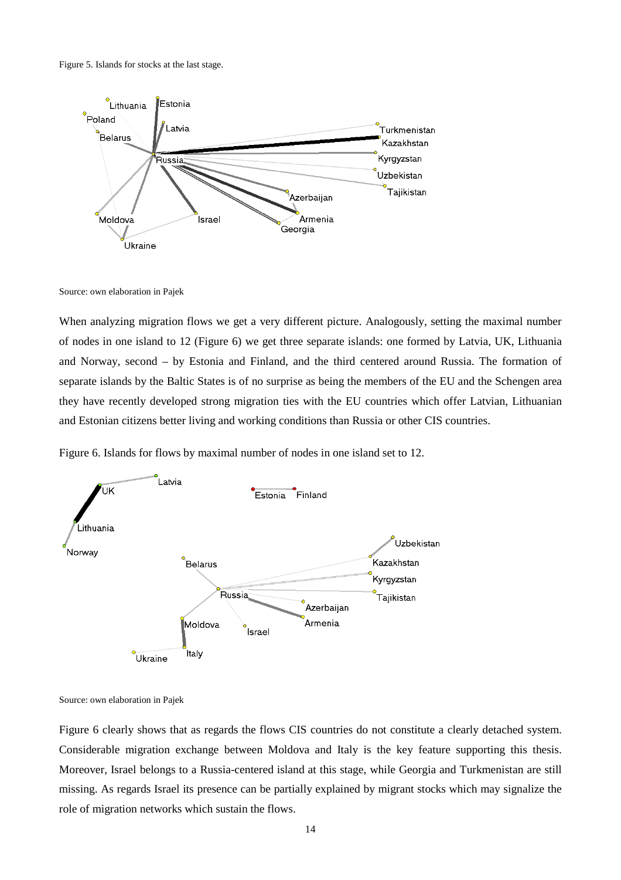Figure 5. Islands for stocks at the last stage.

Source: own elaboration in Pajek

When analyzing migration flows we get a very different picture. Analogously, setting the maximal number of nodes in one island to 12 (Figure 6) we get three separate islands: one formed by Latvia, UK, Lithuania and Norway, second – by Estonia and Finland, and the third centered around Russia. The formation of separate islands by the Baltic States is of no surprise as being the members of the EU and the Schengen area they have recently developed strong migration ties with the EU countries which offer Latvian, Lithuanian and Estonian citizens better living and working conditions than Russia or other CIS countries.

Figure 6. Islands for flows by maximal number of nodes in one island set to 12.

Source: own elaboration in Pajek

Figure 6 clearly shows that as regards the flows CIS countries do not constitute a clearly detached system. Considerable migration exchange between Moldova and Italy is the key feature supporting this thesis. Moreover, Israel belongs to a Russia-centered island at this stage, while Georgia and Turkmenistan are still missing. As regards Israel its presence can be partially explained by migrant stocks which may signalize the role of migration networks which sustain the flows.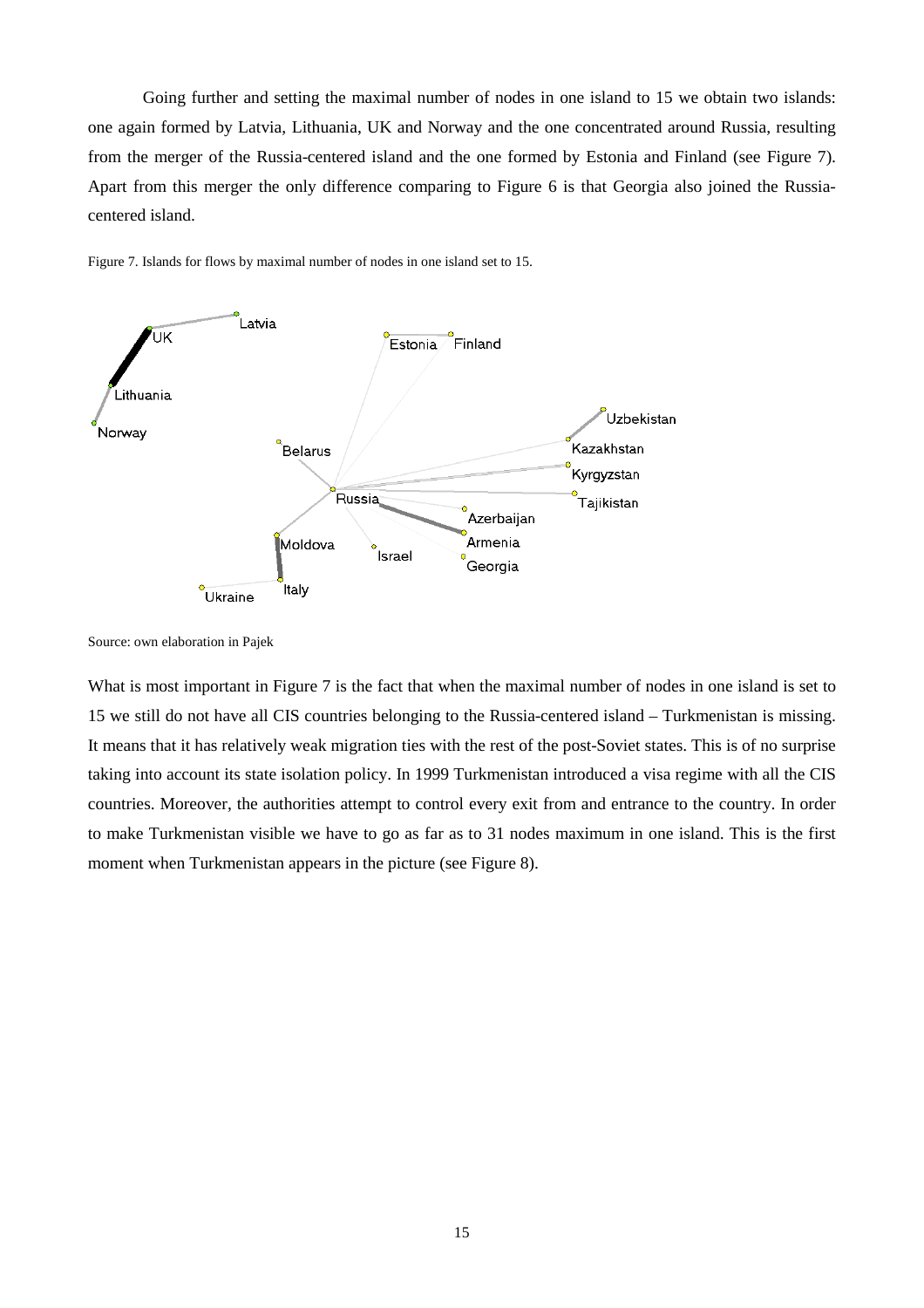Going further and setting the maximal number of nodes in one island to 15 we obtain two islands: one again formed by Latvia, Lithuania, UK and Norway and the one concentrated around Russia, resulting from the merger of the Russia-centered island and the one formed by Estonia and Finland (see Figure 7). Apart from this merger the only difference comparing to Figure 6 is that Georgia also joined the Russia-centered island.

Figure 7. Islands for flows by maximal number of nodes in one island set to 15.

Source: own elaboration in Pajek

What is most important in Figure 7 is the fact that when the maximal number of nodes in one island is set to 15 we still do not have all CIS countries belonging to the Russia-centered island – Turkmenistan is missing. It means that it has relatively weak migration ties with the rest of the post-Soviet states. This is of no surprise taking into account its state isolation policy. In 1999 Turkmenistan introduced a visa regime with all the CIS countries. Moreover, the authorities attempt to control every exit from and entrance to the country. In order to make Turkmenistan visible we have to go as far as to 31 nodes maximum in one island. This is the first moment when Turkmenistan appears in the picture (see Figure 8).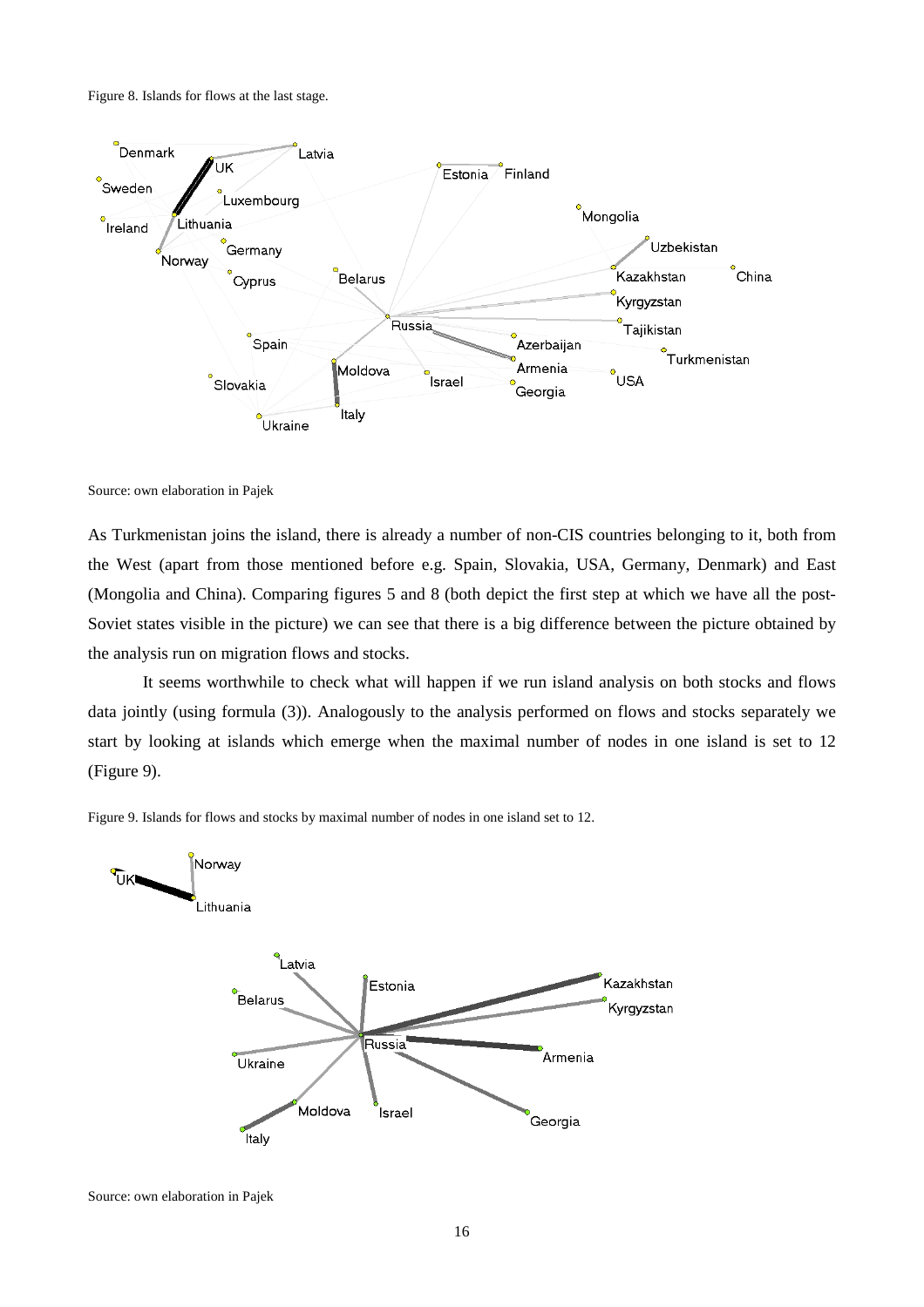Figure 8. Islands for flows at the last stage.

Source: own elaboration in Pajek

As Turkmenistan joins the island, there is already a number of non-CIS countries belonging to it, both from the West (apart from those mentioned before e.g. Spain, Slovakia, USA, Germany, Denmark) and East (Mongolia and China). Comparing figures 5 and 8 (both depict the first step at which we have all the post-Soviet states visible in the picture) we can see that there is a big difference between the picture obtained by the analysis run on migration flows and stocks.

It seems worthwhile to check what will happen if we run island analysis on both stocks and flows data jointly (using formula (3)). Analogously to the analysis performed on flows and stocks separately we start by looking at islands which emerge when the maximal number of nodes in one island is set to 12 (Figure 9).

Figure 9. Islands for flows and stocks by maximal number of nodes in one island set to 12.

Source: own elaboration in Pajek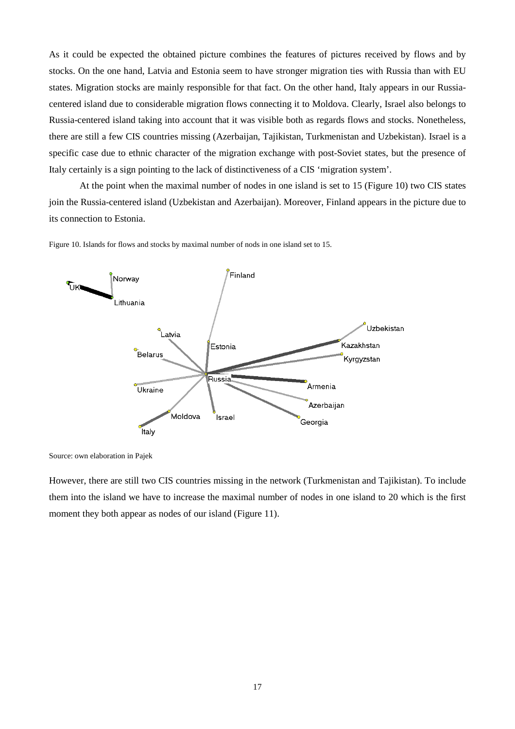As it could be expected the obtained picture combines the features of pictures received by flows and by stocks. On the one hand, Latvia and Estonia seem to have stronger migration ties with Russia than with EU states. Migration stocks are mainly responsible for that fact. On the other hand, Italy appears in our Russia-centered island due to considerable migration flows connecting it to Moldova. Clearly, Israel also belongs to Russia-centered island taking into account that it was visible both as regards flows and stocks. Nonetheless, there are still a few CIS countries missing (Azerbaijan, Tajikistan, Turkmenistan and Uzbekistan). Israel is a specific case due to ethnic character of the migration exchange with post-Soviet states, but the presence of Italy certainly is a sign pointing to the lack of distinctiveness of a CIS 'migration system'.

At the point when the maximal number of nodes in one island is set to 15 (Figure 10) two CIS states join the Russia-centered island (Uzbekistan and Azerbaijan). Moreover, Finland appears in the picture due to its connection to Estonia.

Figure 10. Islands for flows and stocks by maximal number of nods in one island set to 15.

Source: own elaboration in Pajek

However, there are still two CIS countries missing in the network (Turkmenistan and Tajikistan). To include them into the island we have to increase the maximal number of nodes in one island to 20 which is the first moment they both appear as nodes of our island (Figure 11).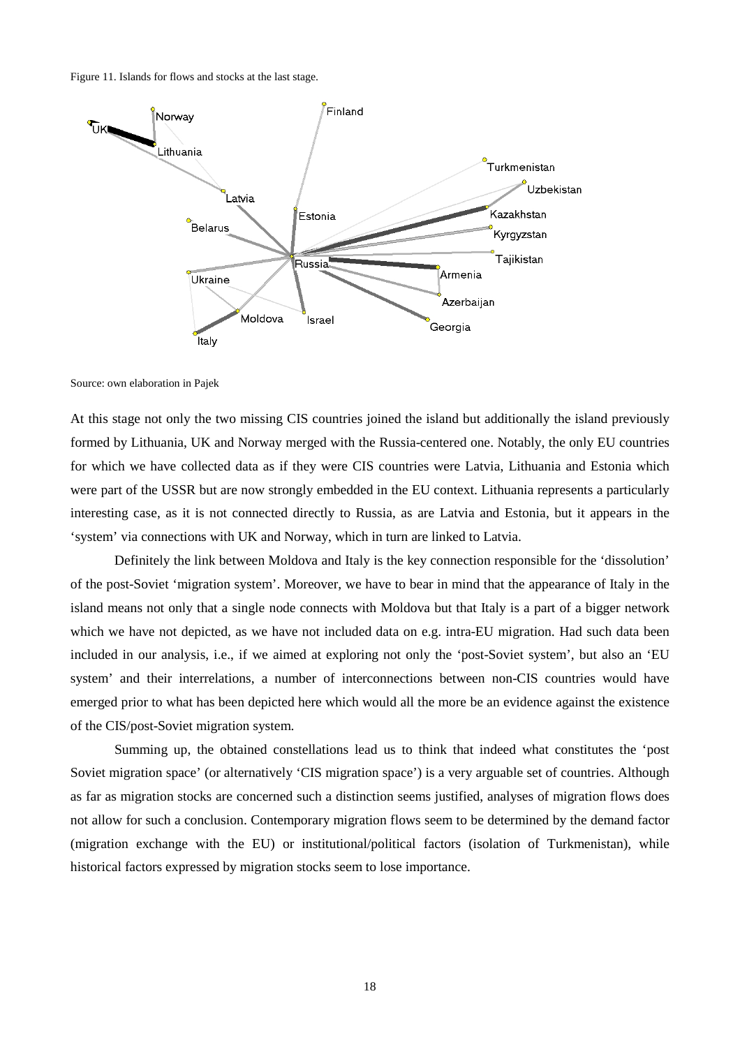Figure 11. Islands for flows and stocks at the last stage.

Source: own elaboration in Pajek

At this stage not only the two missing CIS countries joined the island but additionally the island previously formed by Lithuania, UK and Norway merged with the Russia-centered one. Notably, the only EU countries for which we have collected data as if they were CIS countries were Latvia, Lithuania and Estonia which were part of the USSR but are now strongly embedded in the EU context. Lithuania represents a particularly interesting case, as it is not connected directly to Russia, as are Latvia and Estonia, but it appears in the 'system' via connections with UK and Norway, which in turn are linked to Latvia.

Definitely the link between Moldova and Italy is the key connection responsible for the 'dissolution' of the post-Soviet 'migration system'. Moreover, we have to bear in mind that the appearance of Italy in the island means not only that a single node connects with Moldova but that Italy is a part of a bigger network which we have not depicted, as we have not included data on e.g. intra-EU migration. Had such data been included in our analysis, i.e., if we aimed at exploring not only the 'post-Soviet system', but also an 'EU system' and their interrelations, a number of interconnections between non-CIS countries would have emerged prior to what has been depicted here which would all the more be an evidence against the existence of the CIS/post-Soviet migration system.

Summing up, the obtained constellations lead us to think that indeed what constitutes the 'post Soviet migration space' (or alternatively 'CIS migration space') is a very arguable set of countries. Although as far as migration stocks are concerned such a distinction seems justified, analyses of migration flows does not allow for such a conclusion. Contemporary migration flows seem to be determined by the demand factor (migration exchange with the EU) or institutional/political factors (isolation of Turkmenistan), while historical factors expressed by migration stocks seem to lose importance.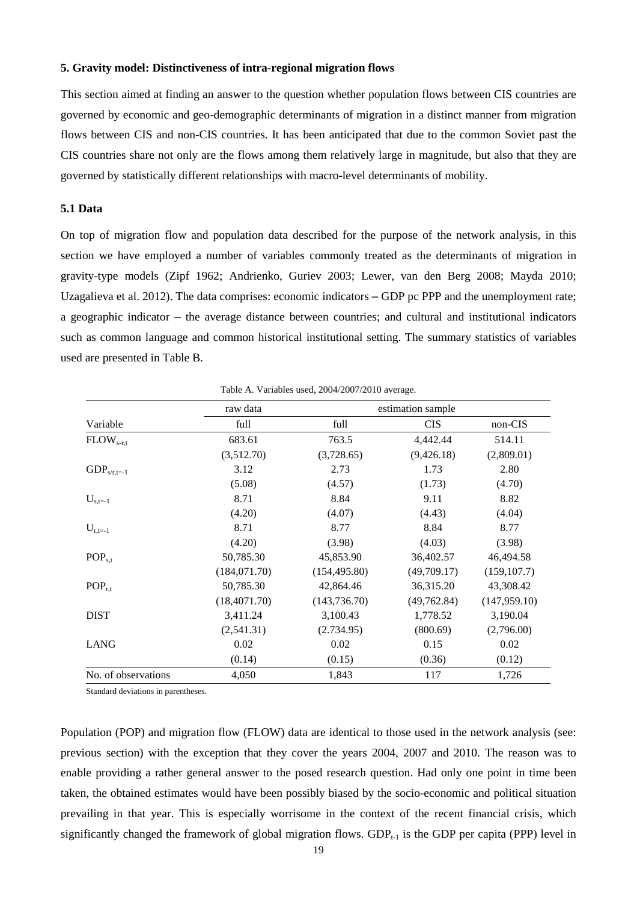### 5. Gravity model: Distinctiveness of intra-regional migration flows

This section aimed at finding an answer to the question whether population flows between CIS countries are governed by economic and geo-demographic determinants of migration in a distinct manner from migration flows between CIS and non-CIS countries. It has been anticipated that due to the common Soviet past the CIS countries share not only are the flows among them relatively large in magnitude, but also that they are governed by statistically different relationships with macro-level determinants of mobility.

#### 5.1 Data

On top of migration flow and population data described for the purpose of the network analysis, in this section we have employed a number of variables commonly treated as the determinants of migration in gravity-type models (Zipf 1962; Andrienko, Guriev 2003; Lewer, van den Berg 2008; Mayda 2010; Uzagalieva et al. 2012). The data comprises: economic indicators – GDP pc PPP and the unemployment rate; a geographic indicator – the average distance between countries; and cultural and institutional indicators such as common language and common historical institutional setting. The summary statistics of variables used are presented in Table B.

Table A. Variables used, 2004/2007/2010 average.

| | raw data | estimation sample | | |
|---|---|---|---|---|
| Variable | full | full | CIS | non-CIS |
| $FLOW_{s\text{-}r,t}$ | 683.61 | 763.5 | 4,442.44 | 514.11 |
| | (3,512.70) | (3,728.65) | (9,426.18) | (2,809.01) |
| $GDP_{s/r,t=-1}$ | 3.12 | 2.73 | 1.73 | 2.80 |
| | (5.08) | (4.57) | (1.73) | (4.70) |
| $U_{s,t=-1}$ | 8.71 | 8.84 | 9.11 | 8.82 |
| | (4.20) | (4.07) | (4.43) | (4.04) |
| $U_{r,t=-1}$ | 8.71 | 8.77 | 8.84 | 8.77 |
| | (4.20) | (3.98) | (4.03) | (3.98) |
| $POP_{s,t}$ | 50,785.30 | 45,853.90 | 36,402.57 | 46,494.58 |
| | (184,071.70) | (154,495.80) | (49,709.17) | (159,107.7) |
| $POP_{r,t}$ | 50,785.30 | 42,864.46 | 36,315.20 | 43,308.42 |
| | (18,4071.70) | (143,736.70) | (49,762.84) | (147,959.10) |
| DIST | 3,411.24 | 3,100.43 | 1,778.52 | 3,190.04 |
| | (2,541.31) | (2.734.95) | (800.69) | (2,796.00) |
| LANG | 0.02 | 0.02 | 0.15 | 0.02 |
| | (0.14) | (0.15) | (0.36) | (0.12) |
| No. of observations | 4,050 | 1,843 | 117 | 1,726 |

Standard deviations in parentheses.

Population (POP) and migration flow (FLOW) data are identical to those used in the network analysis (see: previous section) with the exception that they cover the years 2004, 2007 and 2010. The reason was to enable providing a rather general answer to the posed research question. Had only one point in time been taken, the obtained estimates would have been possibly biased by the socio-economic and political situation prevailing in that year. This is especially worrisome in the context of the recent financial crisis, which significantly changed the framework of global migration flows. $GDP_{t-1}$ is the GDP per capita (PPP) level in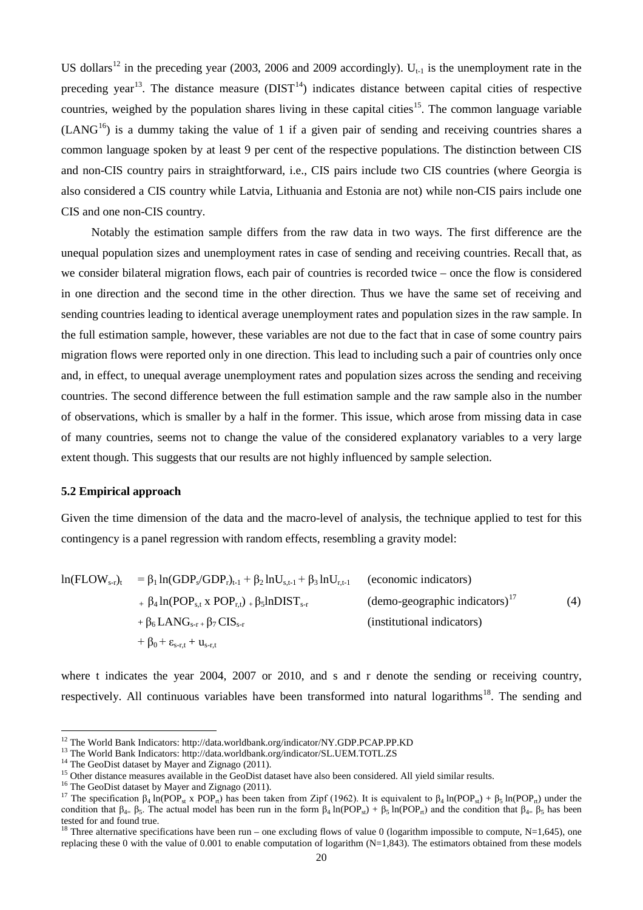US dollars[12] in the preceding year (2003, 2006 and 2009 accordingly). $U_{t-1}$ is the unemployment rate in the preceding year[13]. The distance measure (DIST[14]) indicates distance between capital cities of respective countries, weighed by the population shares living in these capital cities[15]. The common language variable (LANG[16]) is a dummy taking the value of 1 if a given pair of sending and receiving countries shares a common language spoken by at least 9 per cent of the respective populations. The distinction between CIS and non-CIS country pairs in straightforward, i.e., CIS pairs include two CIS countries (where Georgia is also considered a CIS country while Latvia, Lithuania and Estonia are not) while non-CIS pairs include one CIS and one non-CIS country.

Notably the estimation sample differs from the raw data in two ways. The first difference are the unequal population sizes and unemployment rates in case of sending and receiving countries. Recall that, as we consider bilateral migration flows, each pair of countries is recorded twice – once the flow is considered in one direction and the second time in the other direction. Thus we have the same set of receiving and sending countries leading to identical average unemployment rates and population sizes in the raw sample. In the full estimation sample, however, these variables are not due to the fact that in case of some country pairs migration flows were reported only in one direction. This lead to including such a pair of countries only once and, in effect, to unequal average unemployment rates and population sizes across the sending and receiving countries. The second difference between the full estimation sample and the raw sample also in the number of observations, which is smaller by a half in the former. This issue, which arose from missing data in case of many countries, seems not to change the value of the considered explanatory variables to a very large extent though. This suggests that our results are not highly influenced by sample selection.

### 5.2 Empirical approach

Given the time dimension of the data and the macro-level of analysis, the technique applied to test for this contingency is a panel regression with random effects, resembling a gravity model:

$$
\begin{aligned}
\ln(FLOW_{s\text{-}r})_t \; = \; & \beta_1 \ln(GDP_s/GDP_r)_{t-1} + \beta_2 \ln U_{s,t-1} + \beta_3 \ln U_{r,t-1} && \text{(economic indicators)} \\
& + \beta_4 \ln(POP_{s,t} \times POP_{r,t}) + \beta_5 \ln DIST_{s\text{-}r} && \text{(demo-geographic indicators)}^{17} \qquad (4) \\
& + \beta_6 LANG_{s\text{-}r} + \beta_7 CIS_{s\text{-}r} && \text{(institutional indicators)} \\
& + \beta_0 + \varepsilon_{s\text{-}r,t} + u_{s\text{-}r,t}
\end{aligned}
$$

where t indicates the year 2004, 2007 or 2010, and s and r denote the sending or receiving country, respectively. All continuous variables have been transformed into natural logarithms[18]. The sending and

---

[12] The World Bank Indicators: http://data.worldbank.org/indicator/NY.GDP.PCAP.PP.KD

[13] The World Bank Indicators: http://data.worldbank.org/indicator/SL.UEM.TOTL.ZS

[14] The GeoDist dataset by Mayer and Zignago (2011).

[15] Other distance measures available in the GeoDist dataset have also been considered. All yield similar results.

[16] The GeoDist dataset by Mayer and Zignago (2011).

[17] The specification $\beta_4 \ln(POP_{st} \times POP_{rt})$ has been taken from Zipf (1962). It is equivalent to $\beta_4 \ln(POP_{st}) + \beta_5 \ln(POP_{rt})$ under the condition that $\beta_4 = \beta_5$. The actual model has been run in the form $\beta_4 \ln(POP_{st}) + \beta_5 \ln(POP_{rt})$ and the condition that $\beta_4 = \beta_5$ has been tested for and found true.

[18] Three alternative specifications have been run – one excluding flows of value 0 (logarithm impossible to compute, N=1,645), one replacing these 0 with the value of 0.001 to enable computation of logarithm (N=1,843). The estimators obtained from these models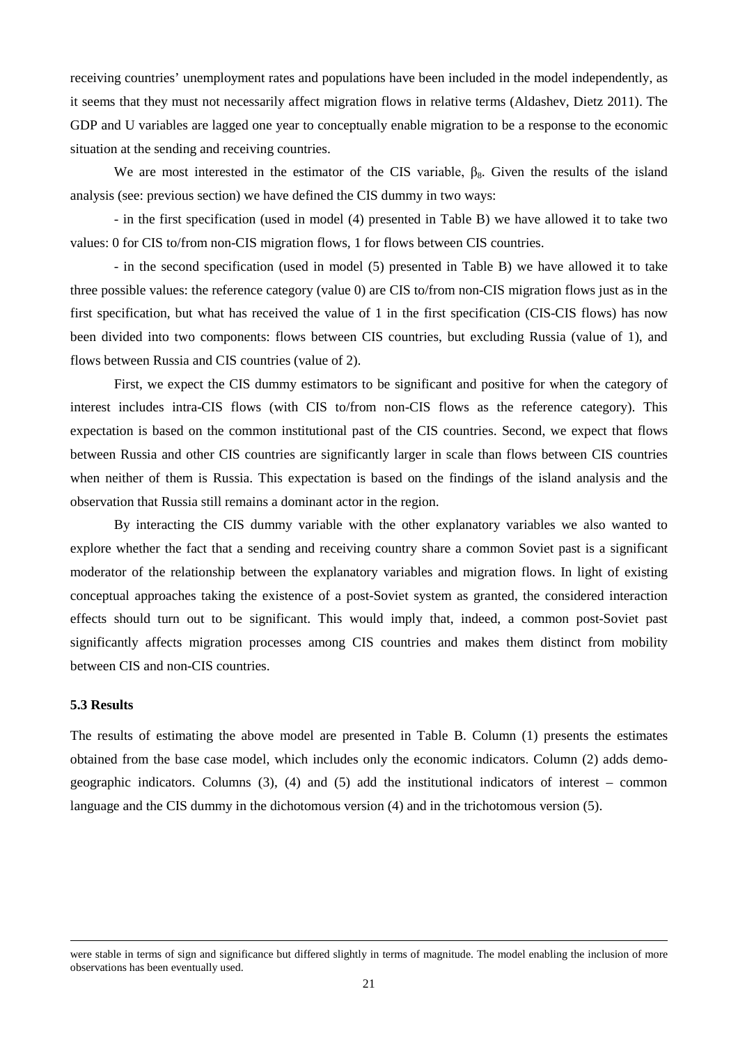receiving countries' unemployment rates and populations have been included in the model independently, as it seems that they must not necessarily affect migration flows in relative terms (Aldashev, Dietz 2011). The GDP and U variables are lagged one year to conceptually enable migration to be a response to the economic situation at the sending and receiving countries.

We are most interested in the estimator of the CIS variable, $\beta_8$. Given the results of the island analysis (see: previous section) we have defined the CIS dummy in two ways:

- in the first specification (used in model (4) presented in Table B) we have allowed it to take two values: 0 for CIS to/from non-CIS migration flows, 1 for flows between CIS countries.

- in the second specification (used in model (5) presented in Table B) we have allowed it to take three possible values: the reference category (value 0) are CIS to/from non-CIS migration flows just as in the first specification, but what has received the value of 1 in the first specification (CIS-CIS flows) has now been divided into two components: flows between CIS countries, but excluding Russia (value of 1), and flows between Russia and CIS countries (value of 2).

First, we expect the CIS dummy estimators to be significant and positive for when the category of interest includes intra-CIS flows (with CIS to/from non-CIS flows as the reference category). This expectation is based on the common institutional past of the CIS countries. Second, we expect that flows between Russia and other CIS countries are significantly larger in scale than flows between CIS countries when neither of them is Russia. This expectation is based on the findings of the island analysis and the observation that Russia still remains a dominant actor in the region.

By interacting the CIS dummy variable with the other explanatory variables we also wanted to explore whether the fact that a sending and receiving country share a common Soviet past is a significant moderator of the relationship between the explanatory variables and migration flows. In light of existing conceptual approaches taking the existence of a post-Soviet system as granted, the considered interaction effects should turn out to be significant. This would imply that, indeed, a common post-Soviet past significantly affects migration processes among CIS countries and makes them distinct from mobility between CIS and non-CIS countries.

### 5.3 Results

The results of estimating the above model are presented in Table B. Column (1) presents the estimates obtained from the base case model, which includes only the economic indicators. Column (2) adds demo-geographic indicators. Columns (3), (4) and (5) add the institutional indicators of interest – common language and the CIS dummy in the dichotomous version (4) and in the trichotomous version (5).

---

were stable in terms of sign and significance but differed slightly in terms of magnitude. The model enabling the inclusion of more observations has been eventually used.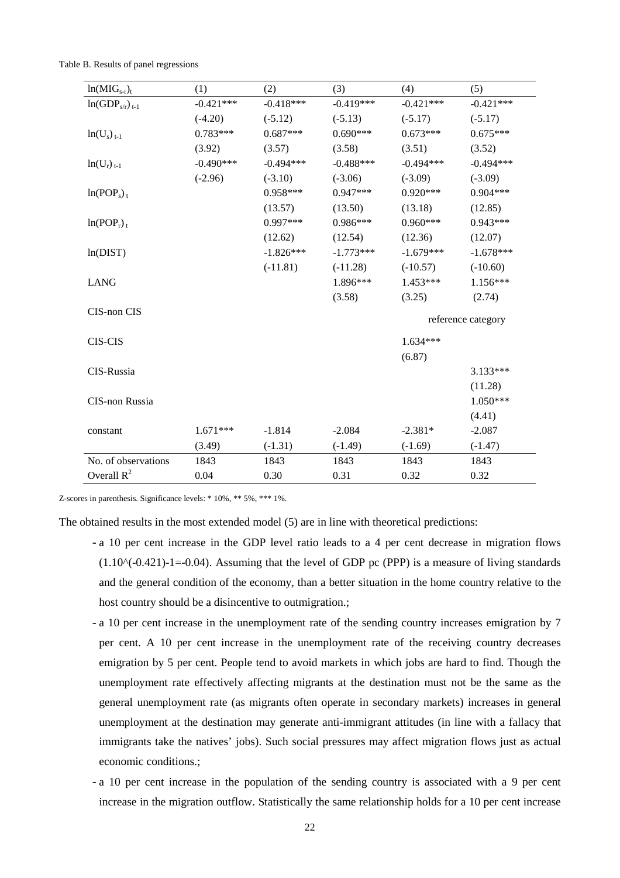Table B. Results of panel regressions

| $\ln(MIG_{s\text{-}r})_t$ | (1) | (2) | (3) | (4) | (5) |
|---|---|---|---|---|---|
| $\ln(GDP_{s/r})_{t-1}$ | -0.421*** | -0.418*** | -0.419*** | -0.421*** | -0.421*** |
| | (-4.20) | (-5.12) | (-5.13) | (-5.17) | (-5.17) |
| $\ln(U_s)_{t-1}$ | 0.783*** | 0.687*** | 0.690*** | 0.673*** | 0.675*** |
| | (3.92) | (3.57) | (3.58) | (3.51) | (3.52) |
| $\ln(U_r)_{t-1}$ | -0.490*** | -0.494*** | -0.488*** | -0.494*** | -0.494*** |
| | (-2.96) | (-3.10) | (-3.06) | (-3.09) | (-3.09) |
| $\ln(POP_s)_t$ | | 0.958*** | 0.947*** | 0.920*** | 0.904*** |
| | | (13.57) | (13.50) | (13.18) | (12.85) |
| $\ln(POP_r)_t$ | | 0.997*** | 0.986*** | 0.960*** | 0.943*** |
| | | (12.62) | (12.54) | (12.36) | (12.07) |
| ln(DIST) | | -1.826*** | -1.773*** | -1.679*** | -1.678*** |
| | | (-11.81) | (-11.28) | (-10.57) | (-10.60) |
| LANG | | | 1.896*** | 1.453*** | 1.156*** |
| | | | (3.58) | (3.25) | (2.74) |
| CIS-non CIS | | | | reference category | reference category |
| CIS-CIS | | | | 1.634*** | |
| | | | | (6.87) | |
| CIS-Russia | | | | | 3.133*** |
| | | | | | (11.28) |
| CIS-non Russia | | | | | 1.050*** |
| | | | | | (4.41) |
| constant | 1.671*** | -1.814 | -2.084 | -2.381* | -2.087 |
| | (3.49) | (-1.31) | (-1.49) | (-1.69) | (-1.47) |
| No. of observations | 1843 | 1843 | 1843 | 1843 | 1843 |
| Overall $R^2$ | 0.04 | 0.30 | 0.31 | 0.32 | 0.32 |

Z-scores in parenthesis. Significance levels: * 10%, ** 5%, *** 1%.

The obtained results in the most extended model (5) are in line with theoretical predictions:

- a 10 per cent increase in the GDP level ratio leads to a 4 per cent decrease in migration flows (1.10^(-0.421)-1=-0.04). Assuming that the level of GDP pc (PPP) is a measure of living standards and the general condition of the economy, than a better situation in the home country relative to the host country should be a disincentive to outmigration.;
- a 10 per cent increase in the unemployment rate of the sending country increases emigration by 7 per cent. A 10 per cent increase in the unemployment rate of the receiving country decreases emigration by 5 per cent. People tend to avoid markets in which jobs are hard to find. Though the unemployment rate effectively affecting migrants at the destination must not be the same as the general unemployment rate (as migrants often operate in secondary markets) increases in general unemployment at the destination may generate anti-immigrant attitudes (in line with a fallacy that immigrants take the natives' jobs). Such social pressures may affect migration flows just as actual economic conditions.;
- a 10 per cent increase in the population of the sending country is associated with a 9 per cent increase in the migration outflow. Statistically the same relationship holds for a 10 per cent increase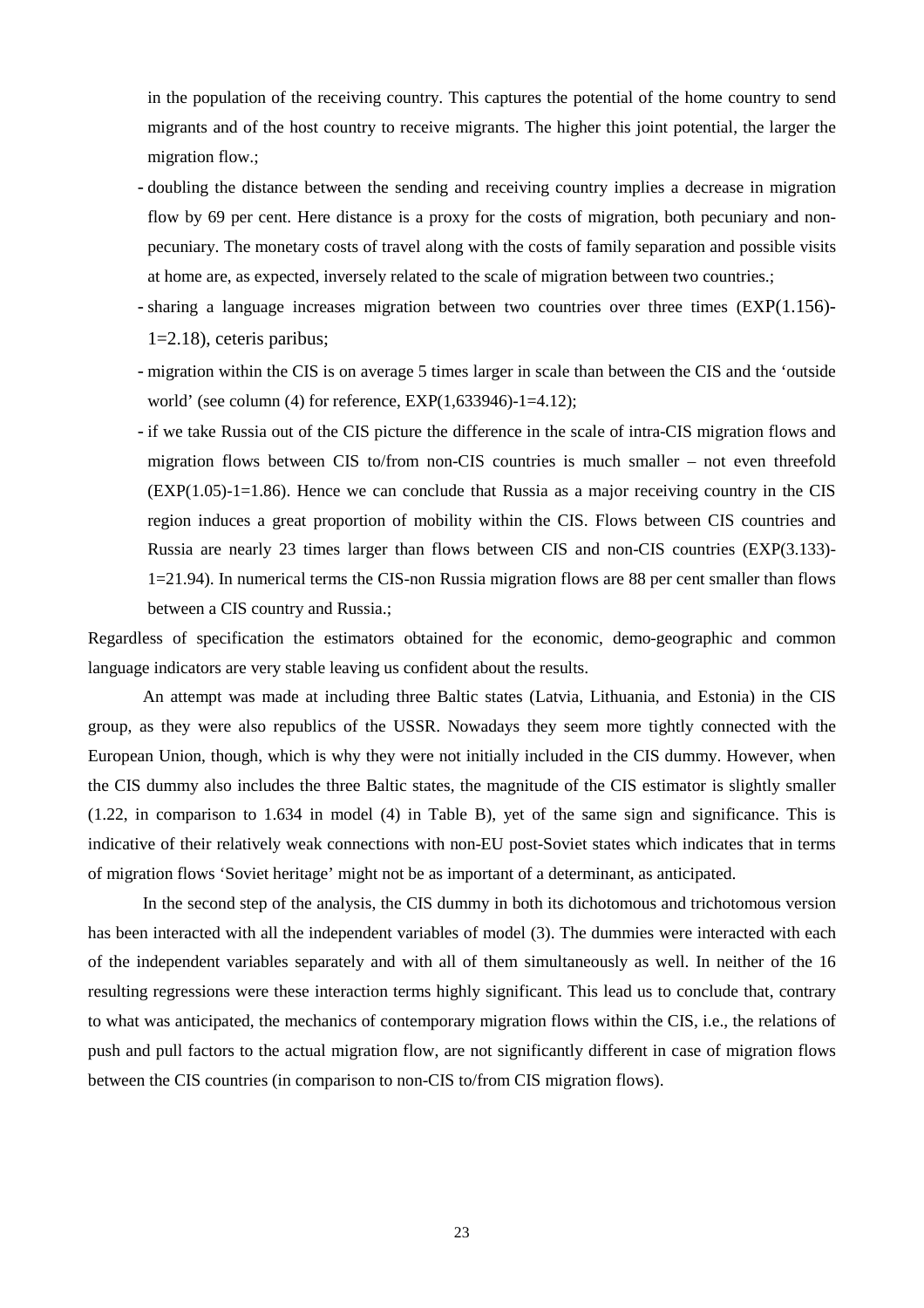in the population of the receiving country. This captures the potential of the home country to send migrants and of the host country to receive migrants. The higher this joint potential, the larger the migration flow.;

- doubling the distance between the sending and receiving country implies a decrease in migration flow by 69 per cent. Here distance is a proxy for the costs of migration, both pecuniary and non-pecuniary. The monetary costs of travel along with the costs of family separation and possible visits at home are, as expected, inversely related to the scale of migration between two countries.;
- sharing a language increases migration between two countries over three times (EXP(1.156)-1=2.18), ceteris paribus;
- migration within the CIS is on average 5 times larger in scale than between the CIS and the 'outside world' (see column (4) for reference, EXP(1,633946)-1=4.12);
- if we take Russia out of the CIS picture the difference in the scale of intra-CIS migration flows and migration flows between CIS to/from non-CIS countries is much smaller – not even threefold (EXP(1.05)-1=1.86). Hence we can conclude that Russia as a major receiving country in the CIS region induces a great proportion of mobility within the CIS. Flows between CIS countries and Russia are nearly 23 times larger than flows between CIS and non-CIS countries (EXP(3.133)-1=21.94). In numerical terms the CIS-non Russia migration flows are 88 per cent smaller than flows between a CIS country and Russia.;

Regardless of specification the estimators obtained for the economic, demo-geographic and common language indicators are very stable leaving us confident about the results.

An attempt was made at including three Baltic states (Latvia, Lithuania, and Estonia) in the CIS group, as they were also republics of the USSR. Nowadays they seem more tightly connected with the European Union, though, which is why they were not initially included in the CIS dummy. However, when the CIS dummy also includes the three Baltic states, the magnitude of the CIS estimator is slightly smaller (1.22, in comparison to 1.634 in model (4) in Table B), yet of the same sign and significance. This is indicative of their relatively weak connections with non-EU post-Soviet states which indicates that in terms of migration flows 'Soviet heritage' might not be as important of a determinant, as anticipated.

In the second step of the analysis, the CIS dummy in both its dichotomous and trichotomous version has been interacted with all the independent variables of model (3). The dummies were interacted with each of the independent variables separately and with all of them simultaneously as well. In neither of the 16 resulting regressions were these interaction terms highly significant. This lead us to conclude that, contrary to what was anticipated, the mechanics of contemporary migration flows within the CIS, i.e., the relations of push and pull factors to the actual migration flow, are not significantly different in case of migration flows between the CIS countries (in comparison to non-CIS to/from CIS migration flows).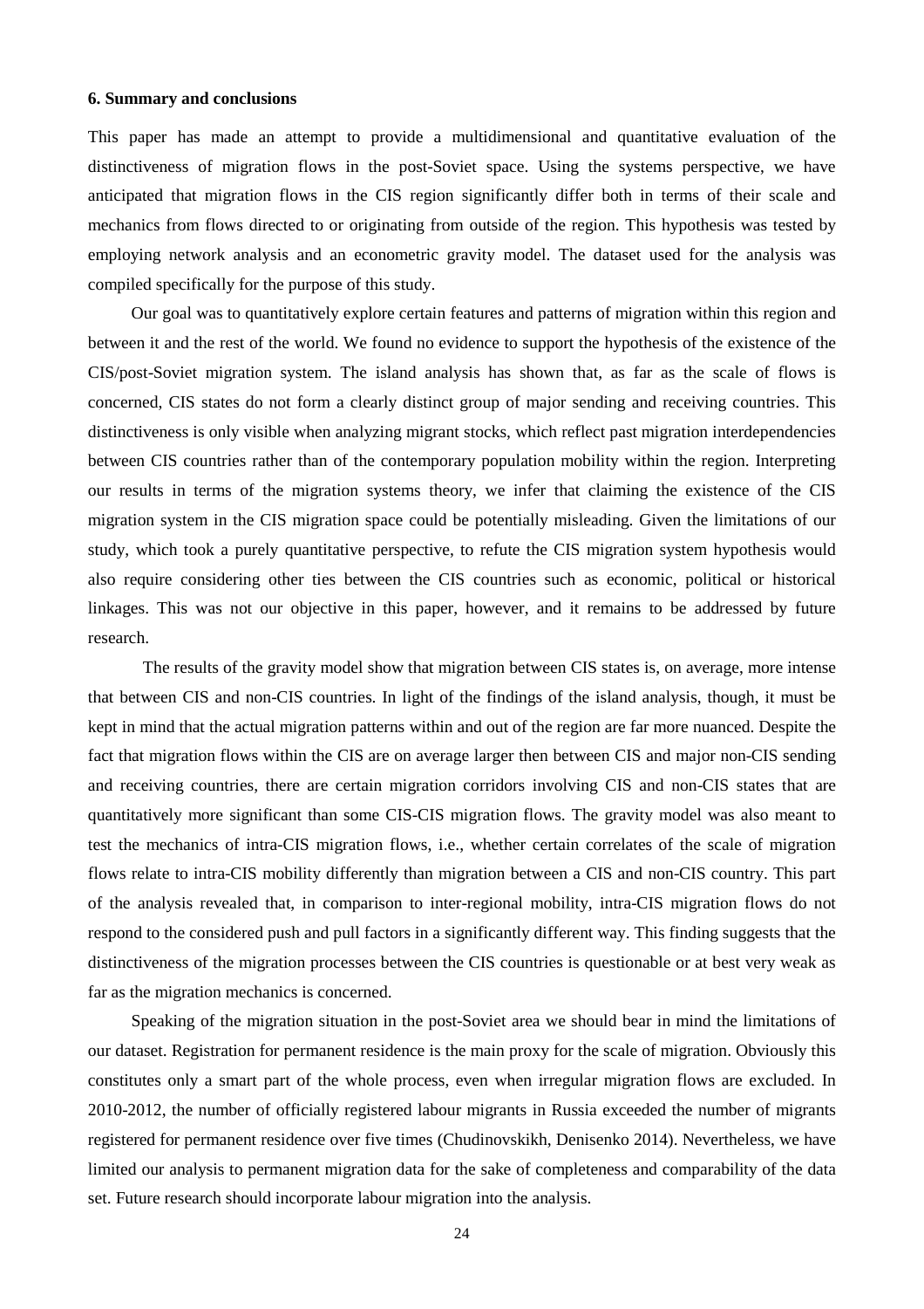**6. Summary and conclusions**

This paper has made an attempt to provide a multidimensional and quantitative evaluation of the distinctiveness of migration flows in the post-Soviet space. Using the systems perspective, we have anticipated that migration flows in the CIS region significantly differ both in terms of their scale and mechanics from flows directed to or originating from outside of the region. This hypothesis was tested by employing network analysis and an econometric gravity model. The dataset used for the analysis was compiled specifically for the purpose of this study.

Our goal was to quantitatively explore certain features and patterns of migration within this region and between it and the rest of the world. We found no evidence to support the hypothesis of the existence of the CIS/post-Soviet migration system. The island analysis has shown that, as far as the scale of flows is concerned, CIS states do not form a clearly distinct group of major sending and receiving countries. This distinctiveness is only visible when analyzing migrant stocks, which reflect past migration interdependencies between CIS countries rather than of the contemporary population mobility within the region. Interpreting our results in terms of the migration systems theory, we infer that claiming the existence of the CIS migration system in the CIS migration space could be potentially misleading. Given the limitations of our study, which took a purely quantitative perspective, to refute the CIS migration system hypothesis would also require considering other ties between the CIS countries such as economic, political or historical linkages. This was not our objective in this paper, however, and it remains to be addressed by future research.

The results of the gravity model show that migration between CIS states is, on average, more intense that between CIS and non-CIS countries. In light of the findings of the island analysis, though, it must be kept in mind that the actual migration patterns within and out of the region are far more nuanced. Despite the fact that migration flows within the CIS are on average larger then between CIS and major non-CIS sending and receiving countries, there are certain migration corridors involving CIS and non-CIS states that are quantitatively more significant than some CIS-CIS migration flows. The gravity model was also meant to test the mechanics of intra-CIS migration flows, i.e., whether certain correlates of the scale of migration flows relate to intra-CIS mobility differently than migration between a CIS and non-CIS country. This part of the analysis revealed that, in comparison to inter-regional mobility, intra-CIS migration flows do not respond to the considered push and pull factors in a significantly different way. This finding suggests that the distinctiveness of the migration processes between the CIS countries is questionable or at best very weak as far as the migration mechanics is concerned.

Speaking of the migration situation in the post-Soviet area we should bear in mind the limitations of our dataset. Registration for permanent residence is the main proxy for the scale of migration. Obviously this constitutes only a smart part of the whole process, even when irregular migration flows are excluded. In 2010-2012, the number of officially registered labour migrants in Russia exceeded the number of migrants registered for permanent residence over five times (Chudinovskikh, Denisenko 2014). Nevertheless, we have limited our analysis to permanent migration data for the sake of completeness and comparability of the data set. Future research should incorporate labour migration into the analysis.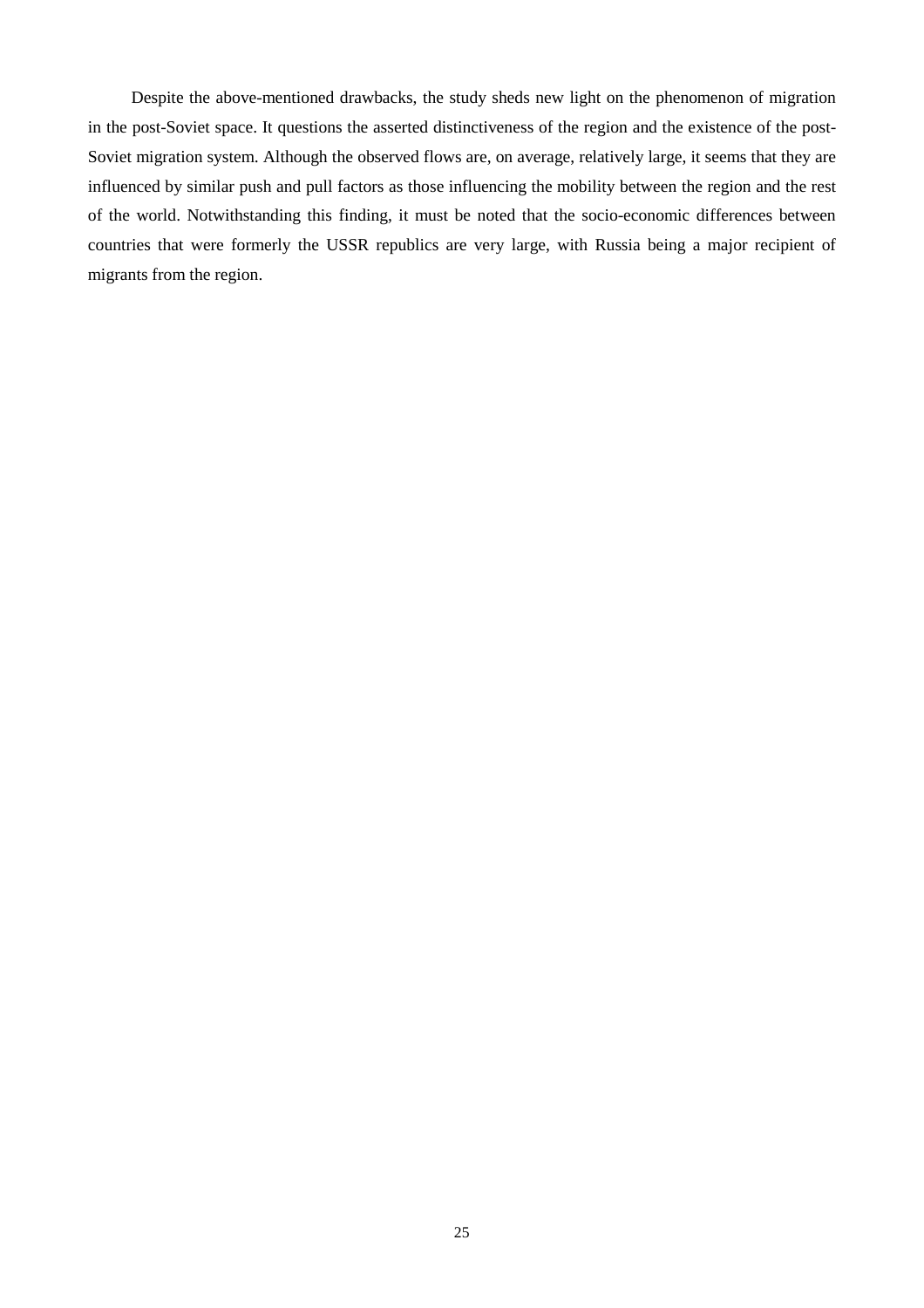Despite the above-mentioned drawbacks, the study sheds new light on the phenomenon of migration in the post-Soviet space. It questions the asserted distinctiveness of the region and the existence of the post-Soviet migration system. Although the observed flows are, on average, relatively large, it seems that they are influenced by similar push and pull factors as those influencing the mobility between the region and the rest of the world. Notwithstanding this finding, it must be noted that the socio-economic differences between countries that were formerly the USSR republics are very large, with Russia being a major recipient of migrants from the region.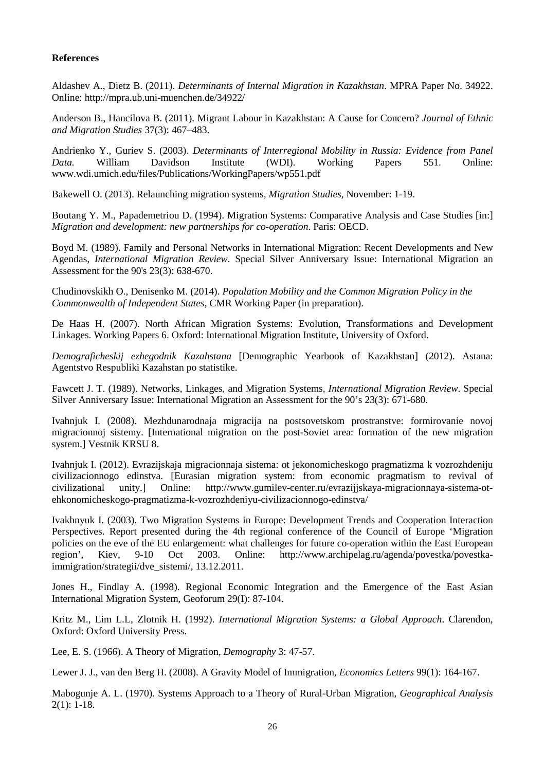**References**

Aldashev A., Dietz B. (2011). *Determinants of Internal Migration in Kazakhstan*. MPRA Paper No. 34922. Online: http://mpra.ub.uni-muenchen.de/34922/

Anderson B., Hancilova B. (2011). Migrant Labour in Kazakhstan: A Cause for Concern? *Journal of Ethnic and Migration Studies* 37(3): 467–483.

Andrienko Y., Guriev S. (2003). *Determinants of Interregional Mobility in Russia: Evidence from Panel Data.* William Davidson Institute (WDI). Working Papers 551. Online: www.wdi.umich.edu/files/Publications/WorkingPapers/wp551.pdf

Bakewell O. (2013). Relaunching migration systems, *Migration Studies,* November: 1-19.

Boutang Y. M., Papademetriou D. (1994). Migration Systems: Comparative Analysis and Case Studies [in:] *Migration and development: new partnerships for co-operation*. Paris: OECD.

Boyd M. (1989). Family and Personal Networks in International Migration: Recent Developments and New Agendas, *International Migration Review*. Special Silver Anniversary Issue: International Migration an Assessment for the 90's 23(3): 638-670.

Chudinovskikh O., Denisenko M. (2014). *Population Mobility and the Common Migration Policy in the Commonwealth of Independent States*, CMR Working Paper (in preparation).

De Haas H. (2007). North African Migration Systems: Evolution, Transformations and Development Linkages. Working Papers 6. Oxford: International Migration Institute, University of Oxford.

*Demograficheskij ezhegodnik Kazahstana* [Demographic Yearbook of Kazakhstan] (2012). Astana: Agentstvo Respubliki Kazahstan po statistike.

Fawcett J. T. (1989). Networks, Linkages, and Migration Systems, *International Migration Review*. Special Silver Anniversary Issue: International Migration an Assessment for the 90's 23(3): 671-680.

Ivahnjuk I. (2008). Mezhdunarodnaja migracija na postsovetskom prostranstve: formirovanie novoj migracionnoj sistemy. [International migration on the post-Soviet area: formation of the new migration system.] Vestnik KRSU 8.

Ivahnjuk I. (2012). Evrazijskaja migracionnaja sistema: ot jekonomicheskogo pragmatizma k vozrozhdeniju civilizacionnogo edinstva. [Eurasian migration system: from economic pragmatism to revival of civilizational unity.] Online: http://www.gumilev-center.ru/evrazijjskaya-migracionnaya-sistema-ot-ehkonomicheskogo-pragmatizma-k-vozrozhdeniyu-civilizacionnogo-edinstva/

Ivakhnyuk I. (2003). Two Migration Systems in Europe: Development Trends and Cooperation Interaction Perspectives. Report presented during the 4th regional conference of the Council of Europe 'Migration policies on the eve of the EU enlargement: what challenges for future co-operation within the East European region', Kiev, 9-10 Oct 2003. Online: http://www.archipelag.ru/agenda/povestka/povestka-immigration/strategii/dve_sistemi/, 13.12.2011.

Jones H., Findlay A. (1998). Regional Economic Integration and the Emergence of the East Asian International Migration System, Geoforum 29(I): 87-104.

Kritz M., Lim L.L, Zlotnik H. (1992). *International Migration Systems: a Global Approach*. Clarendon, Oxford: Oxford University Press.

Lee, E. S. (1966). A Theory of Migration, *Demography* 3: 47-57.

Lewer J. J., van den Berg H. (2008). A Gravity Model of Immigration, *Economics Letters* 99(1): 164-167.

Mabogunje A. L. (1970). Systems Approach to a Theory of Rural-Urban Migration, *Geographical Analysis* 2(1): 1-18.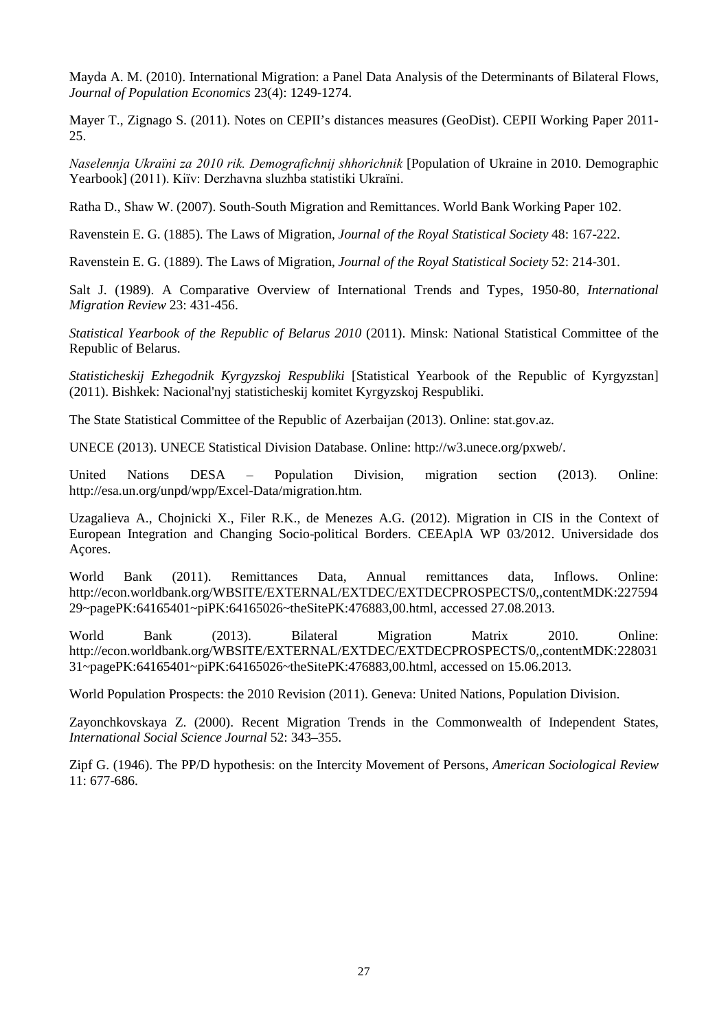Mayda A. M. (2010). International Migration: a Panel Data Analysis of the Determinants of Bilateral Flows, *Journal of Population Economics* 23(4): 1249-1274.

Mayer T., Zignago S. (2011). Notes on CEPII's distances measures (GeoDist). CEPII Working Paper 2011-25.

*Naselennja Ukraïni za 2010 rik. Demografichnij shhorichnik* [Population of Ukraine in 2010. Demographic Yearbook] (2011). Kiïv: Derzhavna sluzhba statistiki Ukraïni.

Ratha D., Shaw W. (2007). South-South Migration and Remittances. World Bank Working Paper 102.

Ravenstein E. G. (1885). The Laws of Migration, *Journal of the Royal Statistical Society* 48: 167-222.

Ravenstein E. G. (1889). The Laws of Migration, *Journal of the Royal Statistical Society* 52: 214-301.

Salt J. (1989). A Comparative Overview of International Trends and Types, 1950-80, *International Migration Review* 23: 431-456.

*Statistical Yearbook of the Republic of Belarus 2010* (2011). Minsk: National Statistical Committee of the Republic of Belarus.

*Statisticheskij Ezhegodnik Kyrgyzskoj Respubliki* [Statistical Yearbook of the Republic of Kyrgyzstan] (2011). Bishkek: Nacional'nyj statisticheskij komitet Kyrgyzskoj Respubliki.

The State Statistical Committee of the Republic of Azerbaijan (2013). Online: stat.gov.az.

UNECE (2013). UNECE Statistical Division Database. Online: http://w3.unece.org/pxweb/.

United Nations DESA – Population Division, migration section (2013). Online: http://esa.un.org/unpd/wpp/Excel-Data/migration.htm.

Uzagalieva A., Chojnicki X., Filer R.K., de Menezes A.G. (2012). Migration in CIS in the Context of European Integration and Changing Socio-political Borders. CEEAplA WP 03/2012. Universidade dos Açores.

World Bank (2011). Remittances Data, Annual remittances data, Inflows. Online: http://econ.worldbank.org/WBSITE/EXTERNAL/EXTDEC/EXTDECPROSPECTS/0,,contentMDK:22759429~pagePK:64165401~piPK:64165026~theSitePK:476883,00.html, accessed 27.08.2013.

World Bank (2013). Bilateral Migration Matrix 2010. Online: http://econ.worldbank.org/WBSITE/EXTERNAL/EXTDEC/EXTDECPROSPECTS/0,,contentMDK:22803131~pagePK:64165401~piPK:64165026~theSitePK:476883,00.html, accessed on 15.06.2013.

World Population Prospects: the 2010 Revision (2011). Geneva: United Nations, Population Division.

Zayonchkovskaya Z. (2000). Recent Migration Trends in the Commonwealth of Independent States, *International Social Science Journal* 52: 343–355.

Zipf G. (1946). The PP/D hypothesis: on the Intercity Movement of Persons, *American Sociological Review* 11: 677-686.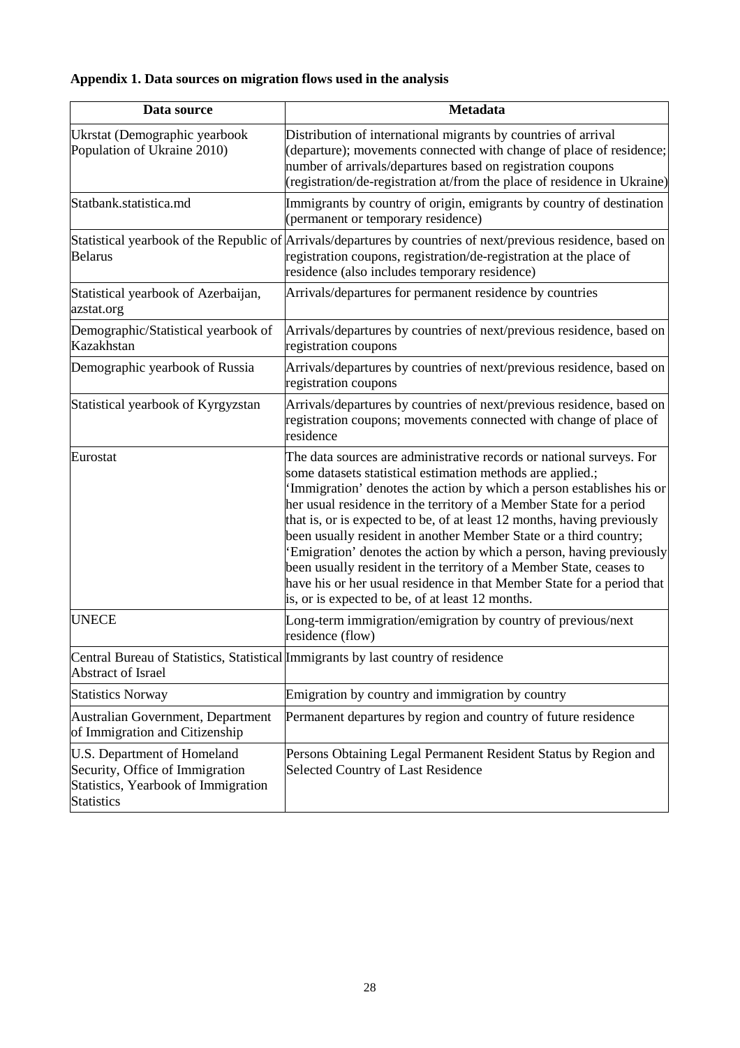**Appendix 1. Data sources on migration flows used in the analysis**

| Data source | Metadata |
|---|---|
| Ukrstat (Demographic yearbook Population of Ukraine 2010) | Distribution of international migrants by countries of arrival (departure); movements connected with change of place of residence; number of arrivals/departures based on registration coupons (registration/de-registration at/from the place of residence in Ukraine) |
| Statbank.statistica.md | Immigrants by country of origin, emigrants by country of destination (permanent or temporary residence) |
| Statistical yearbook of the Republic of Belarus | Arrivals/departures by countries of next/previous residence, based on registration coupons, registration/de-registration at the place of residence (also includes temporary residence) |
| Statistical yearbook of Azerbaijan, azstat.org | Arrivals/departures for permanent residence by countries |
| Demographic/Statistical yearbook of Kazakhstan | Arrivals/departures by countries of next/previous residence, based on registration coupons |
| Demographic yearbook of Russia | Arrivals/departures by countries of next/previous residence, based on registration coupons |
| Statistical yearbook of Kyrgyzstan | Arrivals/departures by countries of next/previous residence, based on registration coupons; movements connected with change of place of residence |
| Eurostat | The data sources are administrative records or national surveys. For some datasets statistical estimation methods are applied.; 'Immigration' denotes the action by which a person establishes his or her usual residence in the territory of a Member State for a period that is, or is expected to be, of at least 12 months, having previously been usually resident in another Member State or a third country; 'Emigration' denotes the action by which a person, having previously been usually resident in the territory of a Member State, ceases to have his or her usual residence in that Member State for a period that is, or is expected to be, of at least 12 months. |
| UNECE | Long-term immigration/emigration by country of previous/next residence (flow) |
| Central Bureau of Statistics, Statistical Abstract of Israel | Immigrants by last country of residence |
| Statistics Norway | Emigration by country and immigration by country |
| Australian Government, Department of Immigration and Citizenship | Permanent departures by region and country of future residence |
| U.S. Department of Homeland Security, Office of Immigration Statistics, Yearbook of Immigration Statistics | Persons Obtaining Legal Permanent Resident Status by Region and Selected Country of Last Residence |